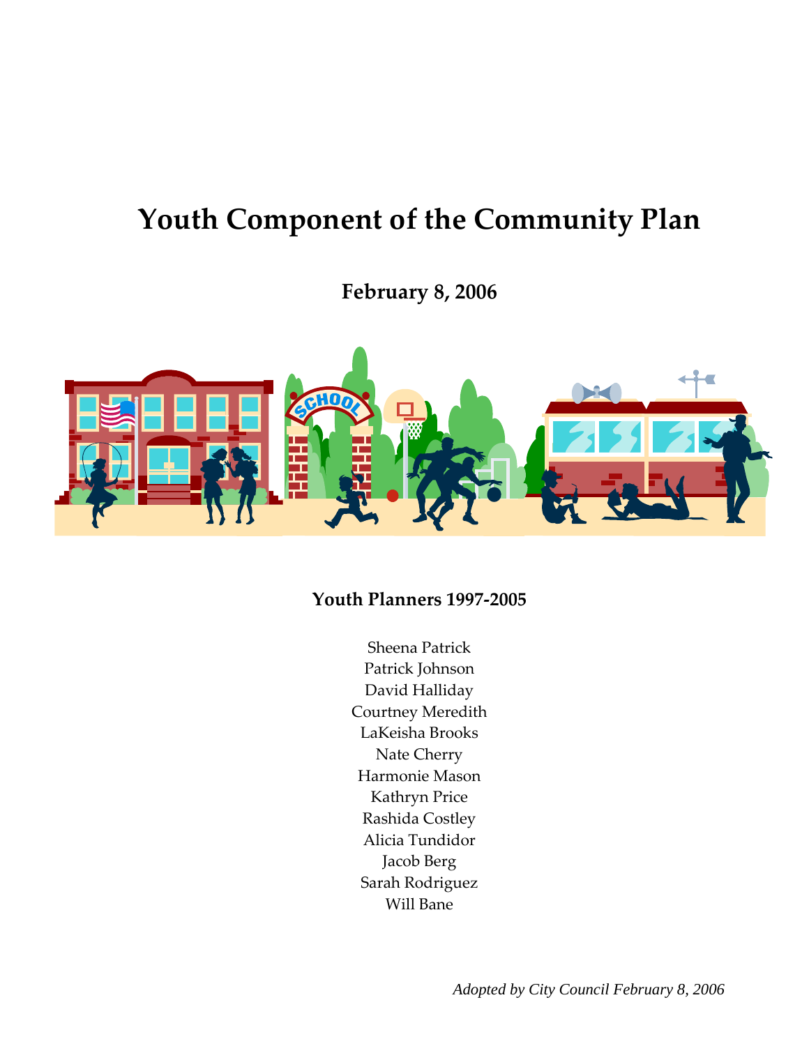# Youth Component of the Community Plan

**February 8, 2006**

**Youth Planners 1997-2005**

Sheena Patrick
Patrick Johnson
David Halliday
Courtney Meredith
LaKeisha Brooks
Nate Cherry
Harmonie Mason
Kathryn Price
Rashida Costley
Alicia Tundidor
Jacob Berg
Sarah Rodriguez
Will Bane

*Adopted by City Council February 8, 2006*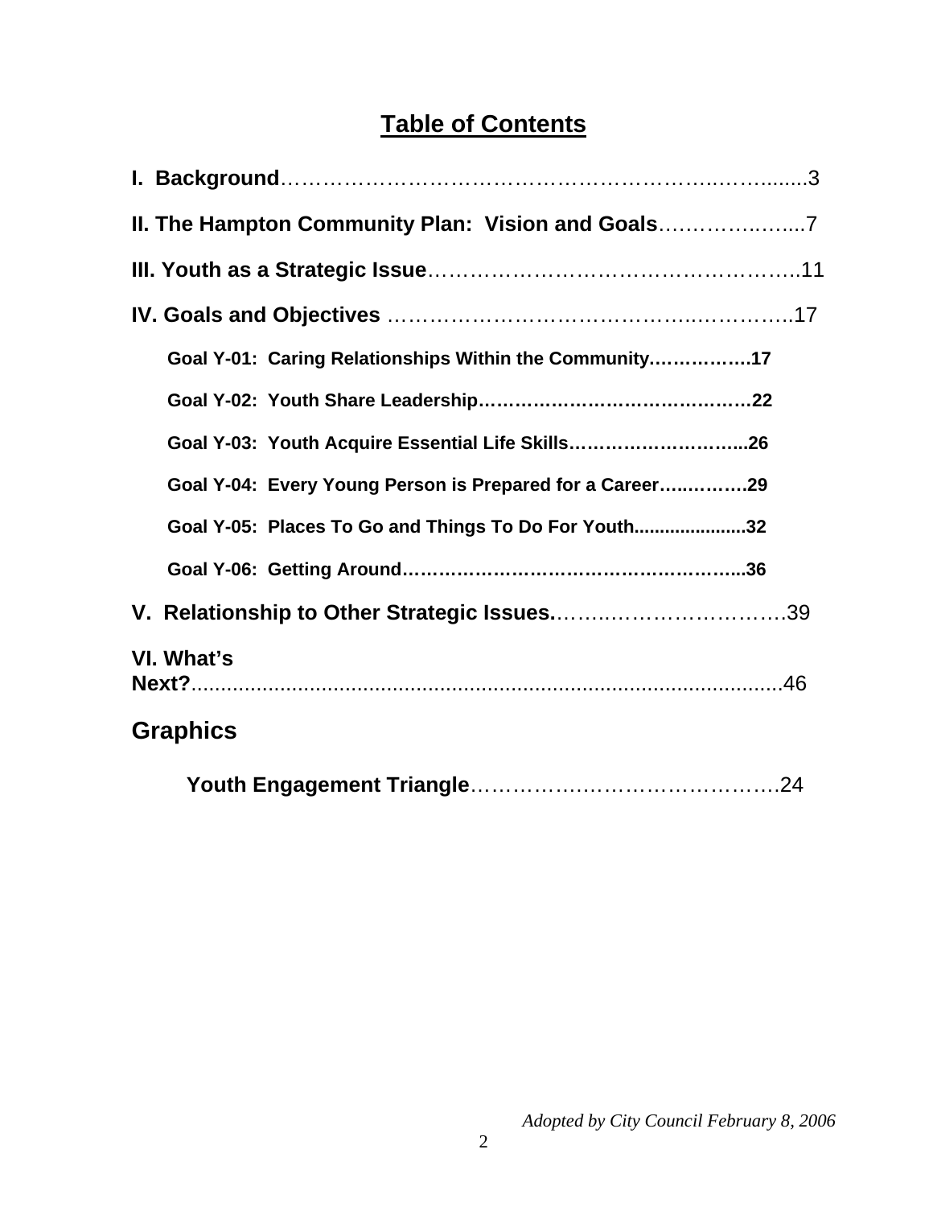# Table of Contents

**I. Background**……………………………………………………………........3

**II. The Hampton Community Plan: Vision and Goals**………………......7

**III. Youth as a Strategic Issue**…………………………………………….11

**IV. Goals and Objectives** ……………………………………………….17

- **Goal Y-01: Caring Relationships Within the Community……………..17**
- **Goal Y-02: Youth Share Leadership……………………………………..22**
- **Goal Y-03: Youth Acquire Essential Life Skills………………………...26**
- **Goal Y-04: Every Young Person is Prepared for a Career…..……….29**
- **Goal Y-05: Places To Go and Things To Do For Youth......................32**
- **Goal Y-06: Getting Around……………………………………………...36**

**V. Relationship to Other Strategic Issues.**………………………………39

**VI. What's Next?**.....................................................................................46

## Graphics

**Youth Engagement Triangle**……………………………………….24

*Adopted by City Council February 8, 2006*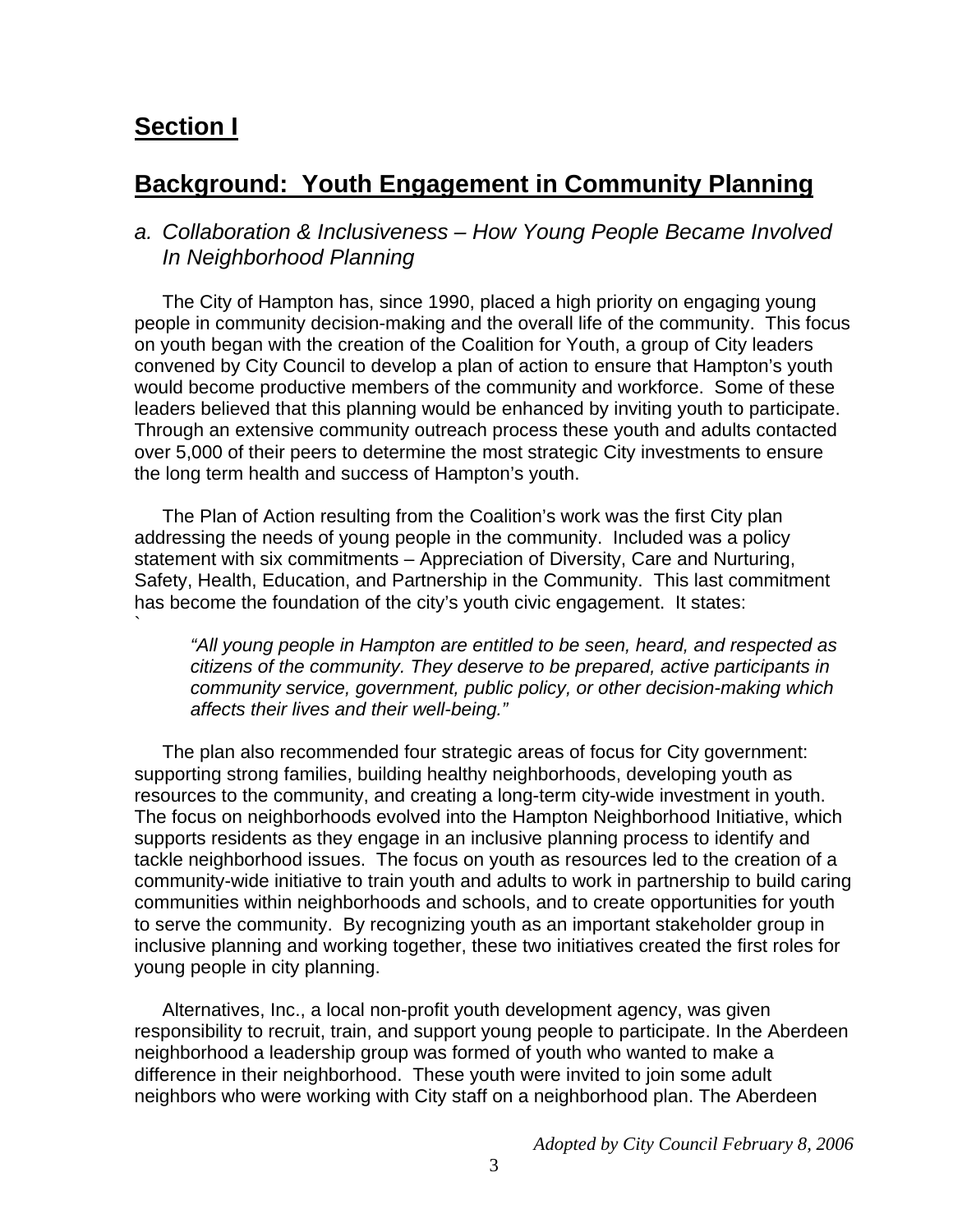# Section I

## Background: Youth Engagement in Community Planning

### *a. Collaboration & Inclusiveness – How Young People Became Involved In Neighborhood Planning*

The City of Hampton has, since 1990, placed a high priority on engaging young people in community decision-making and the overall life of the community. This focus on youth began with the creation of the Coalition for Youth, a group of City leaders convened by City Council to develop a plan of action to ensure that Hampton's youth would become productive members of the community and workforce. Some of these leaders believed that this planning would be enhanced by inviting youth to participate. Through an extensive community outreach process these youth and adults contacted over 5,000 of their peers to determine the most strategic City investments to ensure the long term health and success of Hampton's youth.

The Plan of Action resulting from the Coalition's work was the first City plan addressing the needs of young people in the community. Included was a policy statement with six commitments – Appreciation of Diversity, Care and Nurturing, Safety, Health, Education, and Partnership in the Community. This last commitment has become the foundation of the city's youth civic engagement. It states:

> *"All young people in Hampton are entitled to be seen, heard, and respected as citizens of the community. They deserve to be prepared, active participants in community service, government, public policy, or other decision-making which affects their lives and their well-being."*

The plan also recommended four strategic areas of focus for City government: supporting strong families, building healthy neighborhoods, developing youth as resources to the community, and creating a long-term city-wide investment in youth. The focus on neighborhoods evolved into the Hampton Neighborhood Initiative, which supports residents as they engage in an inclusive planning process to identify and tackle neighborhood issues. The focus on youth as resources led to the creation of a community-wide initiative to train youth and adults to work in partnership to build caring communities within neighborhoods and schools, and to create opportunities for youth to serve the community. By recognizing youth as an important stakeholder group in inclusive planning and working together, these two initiatives created the first roles for young people in city planning.

Alternatives, Inc., a local non-profit youth development agency, was given responsibility to recruit, train, and support young people to participate. In the Aberdeen neighborhood a leadership group was formed of youth who wanted to make a difference in their neighborhood. These youth were invited to join some adult neighbors who were working with City staff on a neighborhood plan. The Aberdeen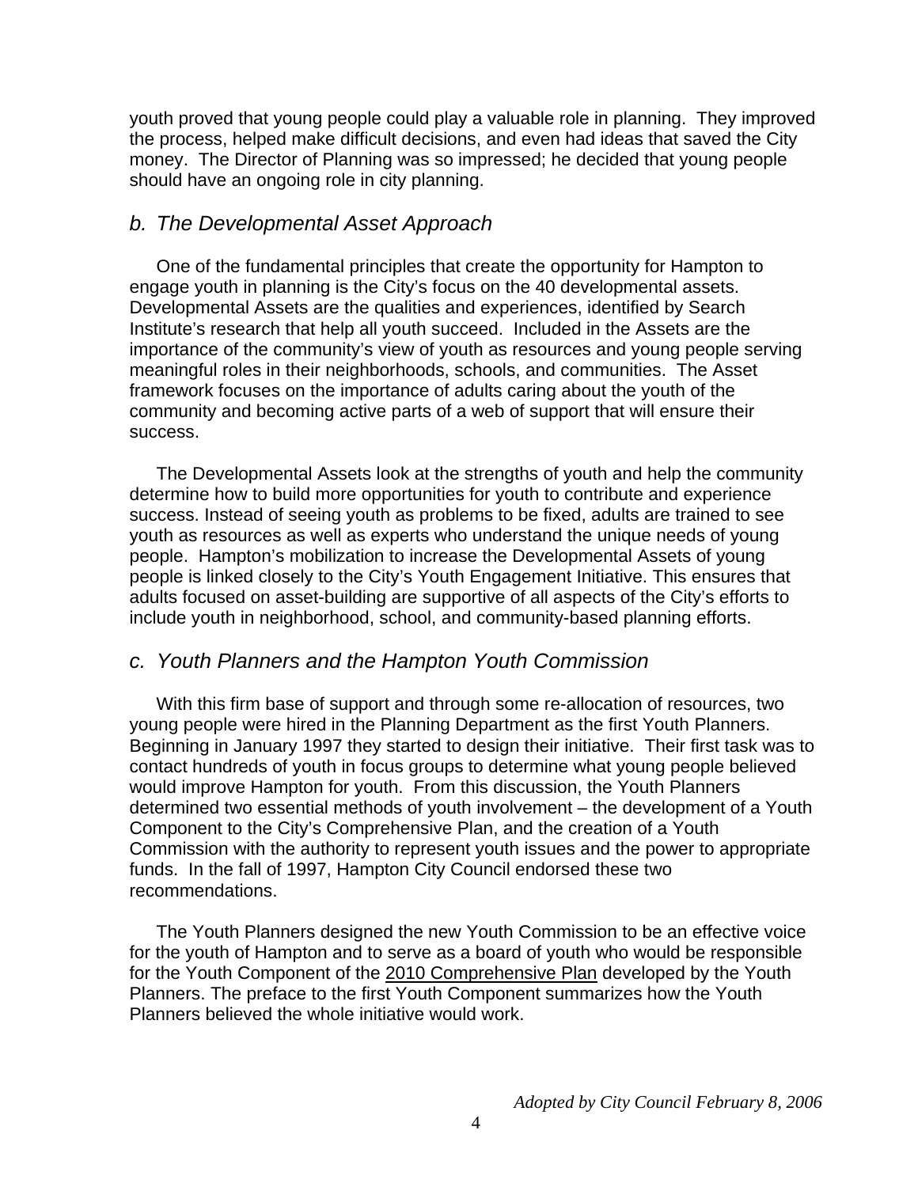youth proved that young people could play a valuable role in planning. They improved the process, helped make difficult decisions, and even had ideas that saved the City money. The Director of Planning was so impressed; he decided that young people should have an ongoing role in city planning.

### *b. The Developmental Asset Approach*

One of the fundamental principles that create the opportunity for Hampton to engage youth in planning is the City's focus on the 40 developmental assets. Developmental Assets are the qualities and experiences, identified by Search Institute's research that help all youth succeed. Included in the Assets are the importance of the community's view of youth as resources and young people serving meaningful roles in their neighborhoods, schools, and communities. The Asset framework focuses on the importance of adults caring about the youth of the community and becoming active parts of a web of support that will ensure their success.

The Developmental Assets look at the strengths of youth and help the community determine how to build more opportunities for youth to contribute and experience success. Instead of seeing youth as problems to be fixed, adults are trained to see youth as resources as well as experts who understand the unique needs of young people. Hampton's mobilization to increase the Developmental Assets of young people is linked closely to the City's Youth Engagement Initiative. This ensures that adults focused on asset-building are supportive of all aspects of the City's efforts to include youth in neighborhood, school, and community-based planning efforts.

### *c. Youth Planners and the Hampton Youth Commission*

With this firm base of support and through some re-allocation of resources, two young people were hired in the Planning Department as the first Youth Planners. Beginning in January 1997 they started to design their initiative. Their first task was to contact hundreds of youth in focus groups to determine what young people believed would improve Hampton for youth. From this discussion, the Youth Planners determined two essential methods of youth involvement – the development of a Youth Component to the City's Comprehensive Plan, and the creation of a Youth Commission with the authority to represent youth issues and the power to appropriate funds. In the fall of 1997, Hampton City Council endorsed these two recommendations.

The Youth Planners designed the new Youth Commission to be an effective voice for the youth of Hampton and to serve as a board of youth who would be responsible for the Youth Component of the <u>2010 Comprehensive Plan</u> developed by the Youth Planners. The preface to the first Youth Component summarizes how the Youth Planners believed the whole initiative would work.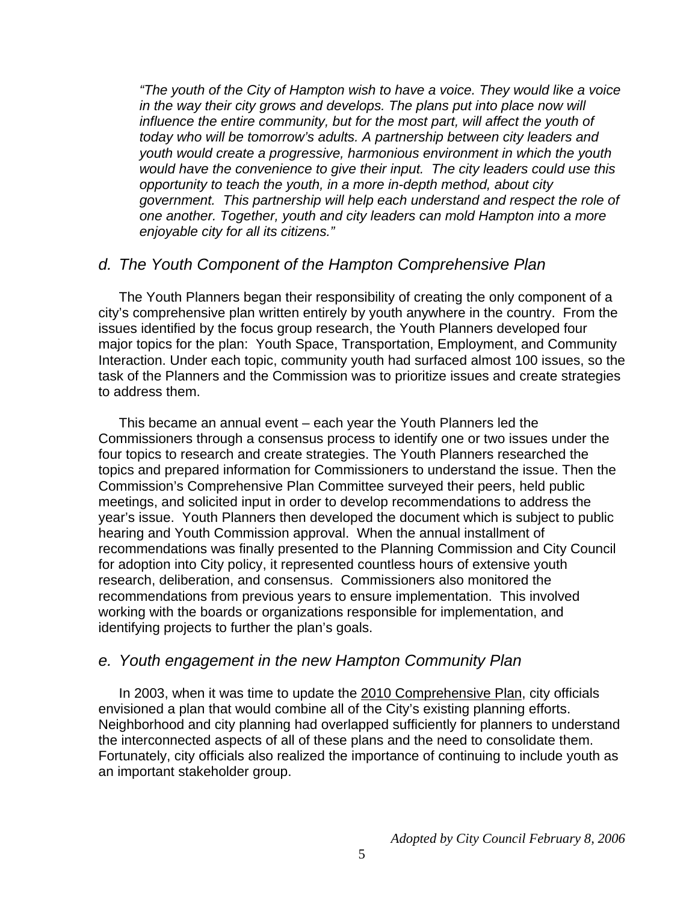*"The youth of the City of Hampton wish to have a voice. They would like a voice in the way their city grows and develops. The plans put into place now will influence the entire community, but for the most part, will affect the youth of today who will be tomorrow's adults. A partnership between city leaders and youth would create a progressive, harmonious environment in which the youth would have the convenience to give their input. The city leaders could use this opportunity to teach the youth, in a more in-depth method, about city government. This partnership will help each understand and respect the role of one another. Together, youth and city leaders can mold Hampton into a more enjoyable city for all its citizens."*

## *d. The Youth Component of the Hampton Comprehensive Plan*

The Youth Planners began their responsibility of creating the only component of a city's comprehensive plan written entirely by youth anywhere in the country. From the issues identified by the focus group research, the Youth Planners developed four major topics for the plan: Youth Space, Transportation, Employment, and Community Interaction. Under each topic, community youth had surfaced almost 100 issues, so the task of the Planners and the Commission was to prioritize issues and create strategies to address them.

This became an annual event – each year the Youth Planners led the Commissioners through a consensus process to identify one or two issues under the four topics to research and create strategies. The Youth Planners researched the topics and prepared information for Commissioners to understand the issue. Then the Commission's Comprehensive Plan Committee surveyed their peers, held public meetings, and solicited input in order to develop recommendations to address the year's issue. Youth Planners then developed the document which is subject to public hearing and Youth Commission approval. When the annual installment of recommendations was finally presented to the Planning Commission and City Council for adoption into City policy, it represented countless hours of extensive youth research, deliberation, and consensus. Commissioners also monitored the recommendations from previous years to ensure implementation. This involved working with the boards or organizations responsible for implementation, and identifying projects to further the plan's goals.

## *e. Youth engagement in the new Hampton Community Plan*

In 2003, when it was time to update the 2010 Comprehensive Plan, city officials envisioned a plan that would combine all of the City's existing planning efforts. Neighborhood and city planning had overlapped sufficiently for planners to understand the interconnected aspects of all of these plans and the need to consolidate them. Fortunately, city officials also realized the importance of continuing to include youth as an important stakeholder group.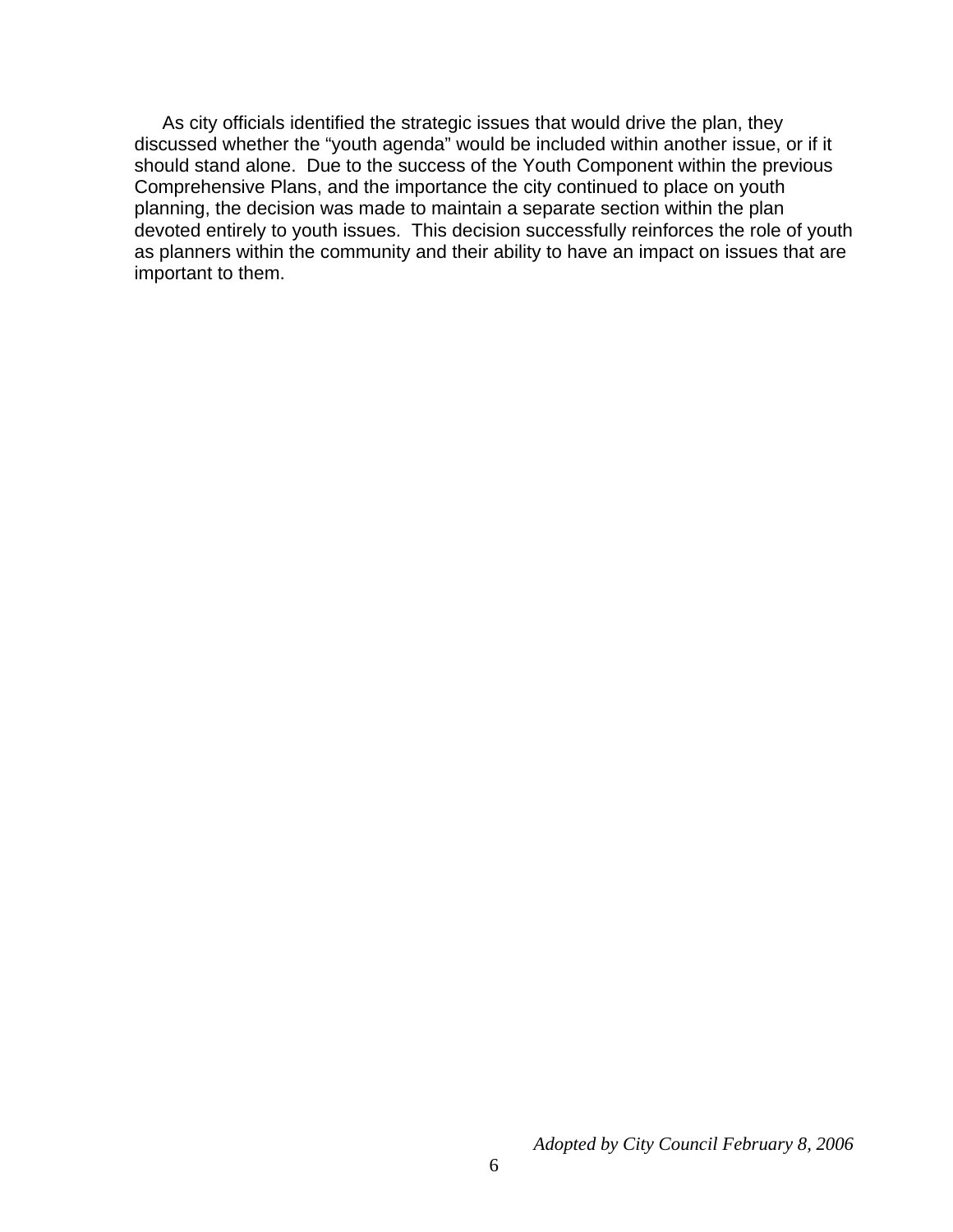As city officials identified the strategic issues that would drive the plan, they discussed whether the “youth agenda” would be included within another issue, or if it should stand alone. Due to the success of the Youth Component within the previous Comprehensive Plans, and the importance the city continued to place on youth planning, the decision was made to maintain a separate section within the plan devoted entirely to youth issues. This decision successfully reinforces the role of youth as planners within the community and their ability to have an impact on issues that are important to them.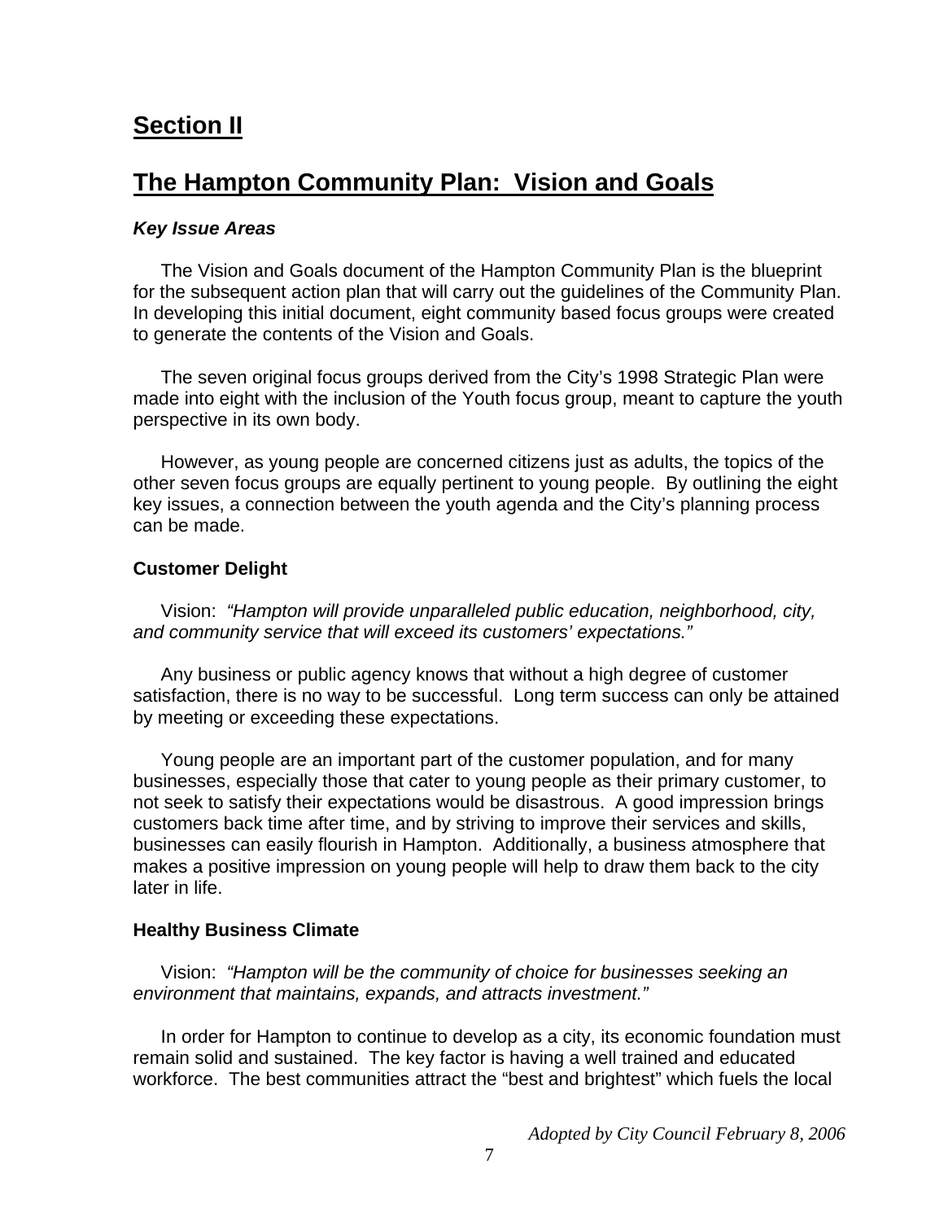## Section II

## The Hampton Community Plan: Vision and Goals

***Key Issue Areas***

The Vision and Goals document of the Hampton Community Plan is the blueprint for the subsequent action plan that will carry out the guidelines of the Community Plan. In developing this initial document, eight community based focus groups were created to generate the contents of the Vision and Goals.

The seven original focus groups derived from the City's 1998 Strategic Plan were made into eight with the inclusion of the Youth focus group, meant to capture the youth perspective in its own body.

However, as young people are concerned citizens just as adults, the topics of the other seven focus groups are equally pertinent to young people. By outlining the eight key issues, a connection between the youth agenda and the City's planning process can be made.

**Customer Delight**

Vision: *"Hampton will provide unparalleled public education, neighborhood, city, and community service that will exceed its customers' expectations."*

Any business or public agency knows that without a high degree of customer satisfaction, there is no way to be successful. Long term success can only be attained by meeting or exceeding these expectations.

Young people are an important part of the customer population, and for many businesses, especially those that cater to young people as their primary customer, to not seek to satisfy their expectations would be disastrous. A good impression brings customers back time after time, and by striving to improve their services and skills, businesses can easily flourish in Hampton. Additionally, a business atmosphere that makes a positive impression on young people will help to draw them back to the city later in life.

**Healthy Business Climate**

Vision: *"Hampton will be the community of choice for businesses seeking an environment that maintains, expands, and attracts investment."*

In order for Hampton to continue to develop as a city, its economic foundation must remain solid and sustained. The key factor is having a well trained and educated workforce. The best communities attract the "best and brightest" which fuels the local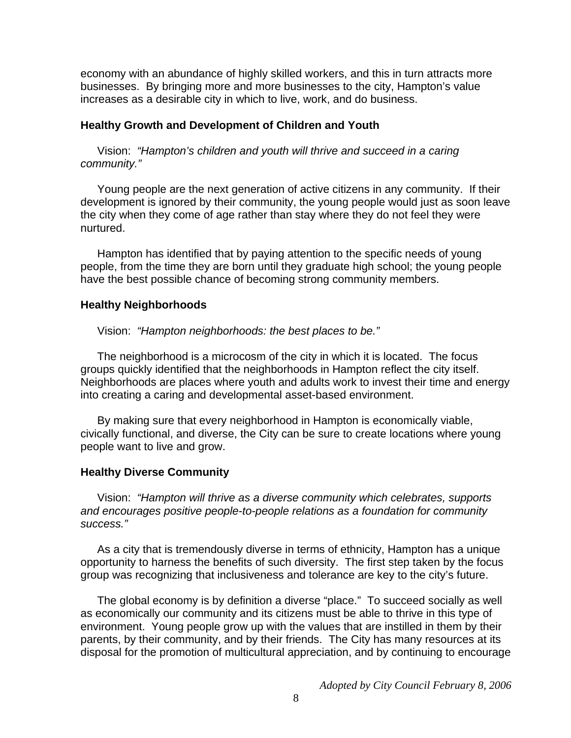economy with an abundance of highly skilled workers, and this in turn attracts more businesses. By bringing more and more businesses to the city, Hampton's value increases as a desirable city in which to live, work, and do business.

**Healthy Growth and Development of Children and Youth**

Vision: *"Hampton's children and youth will thrive and succeed in a caring community."*

Young people are the next generation of active citizens in any community. If their development is ignored by their community, the young people would just as soon leave the city when they come of age rather than stay where they do not feel they were nurtured.

Hampton has identified that by paying attention to the specific needs of young people, from the time they are born until they graduate high school; the young people have the best possible chance of becoming strong community members.

**Healthy Neighborhoods**

Vision: *"Hampton neighborhoods: the best places to be."*

The neighborhood is a microcosm of the city in which it is located. The focus groups quickly identified that the neighborhoods in Hampton reflect the city itself. Neighborhoods are places where youth and adults work to invest their time and energy into creating a caring and developmental asset-based environment.

By making sure that every neighborhood in Hampton is economically viable, civically functional, and diverse, the City can be sure to create locations where young people want to live and grow.

**Healthy Diverse Community**

Vision: *"Hampton will thrive as a diverse community which celebrates, supports and encourages positive people-to-people relations as a foundation for community success."*

As a city that is tremendously diverse in terms of ethnicity, Hampton has a unique opportunity to harness the benefits of such diversity. The first step taken by the focus group was recognizing that inclusiveness and tolerance are key to the city's future.

The global economy is by definition a diverse "place." To succeed socially as well as economically our community and its citizens must be able to thrive in this type of environment. Young people grow up with the values that are instilled in them by their parents, by their community, and by their friends. The City has many resources at its disposal for the promotion of multicultural appreciation, and by continuing to encourage

*Adopted by City Council February 8, 2006*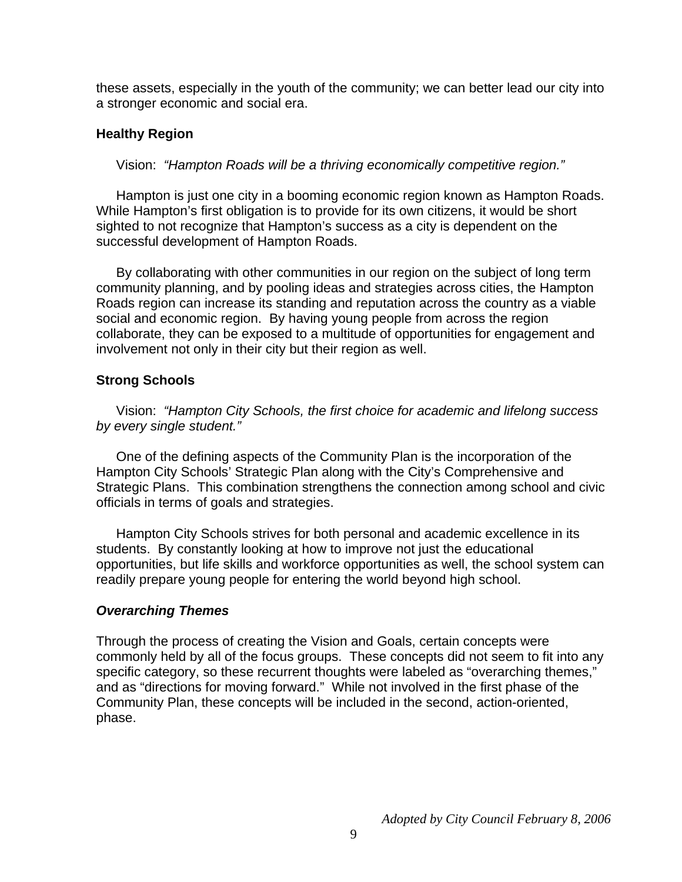these assets, especially in the youth of the community; we can better lead our city into a stronger economic and social era.

**Healthy Region**

Vision: *"Hampton Roads will be a thriving economically competitive region."*

Hampton is just one city in a booming economic region known as Hampton Roads. While Hampton's first obligation is to provide for its own citizens, it would be short sighted to not recognize that Hampton's success as a city is dependent on the successful development of Hampton Roads.

By collaborating with other communities in our region on the subject of long term community planning, and by pooling ideas and strategies across cities, the Hampton Roads region can increase its standing and reputation across the country as a viable social and economic region. By having young people from across the region collaborate, they can be exposed to a multitude of opportunities for engagement and involvement not only in their city but their region as well.

**Strong Schools**

Vision: *"Hampton City Schools, the first choice for academic and lifelong success by every single student."*

One of the defining aspects of the Community Plan is the incorporation of the Hampton City Schools' Strategic Plan along with the City's Comprehensive and Strategic Plans. This combination strengthens the connection among school and civic officials in terms of goals and strategies.

Hampton City Schools strives for both personal and academic excellence in its students. By constantly looking at how to improve not just the educational opportunities, but life skills and workforce opportunities as well, the school system can readily prepare young people for entering the world beyond high school.

***Overarching Themes***

Through the process of creating the Vision and Goals, certain concepts were commonly held by all of the focus groups. These concepts did not seem to fit into any specific category, so these recurrent thoughts were labeled as "overarching themes," and as "directions for moving forward." While not involved in the first phase of the Community Plan, these concepts will be included in the second, action-oriented, phase.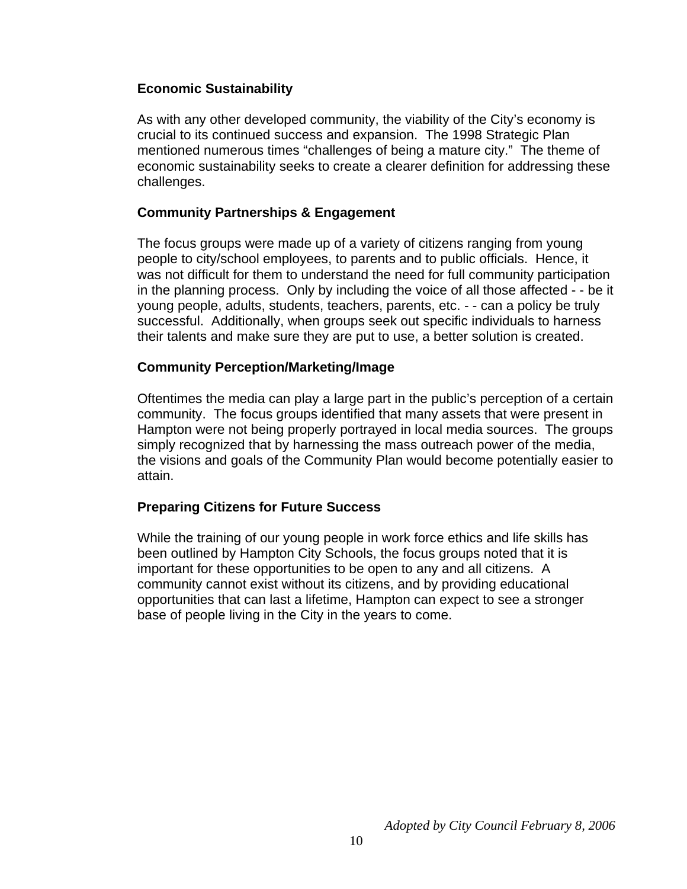### Economic Sustainability

As with any other developed community, the viability of the City's economy is crucial to its continued success and expansion. The 1998 Strategic Plan mentioned numerous times "challenges of being a mature city." The theme of economic sustainability seeks to create a clearer definition for addressing these challenges.

### Community Partnerships & Engagement

The focus groups were made up of a variety of citizens ranging from young people to city/school employees, to parents and to public officials. Hence, it was not difficult for them to understand the need for full community participation in the planning process. Only by including the voice of all those affected - - be it young people, adults, students, teachers, parents, etc. - - can a policy be truly successful. Additionally, when groups seek out specific individuals to harness their talents and make sure they are put to use, a better solution is created.

### Community Perception/Marketing/Image

Oftentimes the media can play a large part in the public's perception of a certain community. The focus groups identified that many assets that were present in Hampton were not being properly portrayed in local media sources. The groups simply recognized that by harnessing the mass outreach power of the media, the visions and goals of the Community Plan would become potentially easier to attain.

### Preparing Citizens for Future Success

While the training of our young people in work force ethics and life skills has been outlined by Hampton City Schools, the focus groups noted that it is important for these opportunities to be open to any and all citizens. A community cannot exist without its citizens, and by providing educational opportunities that can last a lifetime, Hampton can expect to see a stronger base of people living in the City in the years to come.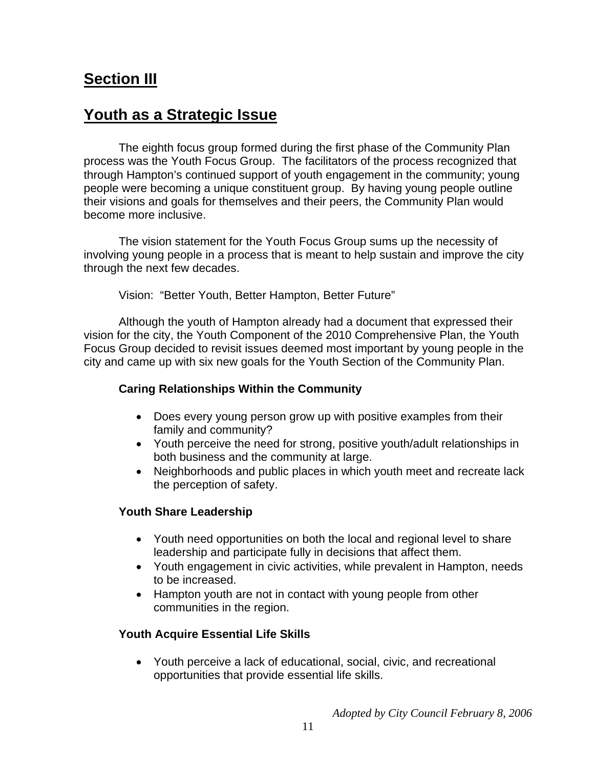# Section III

## Youth as a Strategic Issue

The eighth focus group formed during the first phase of the Community Plan process was the Youth Focus Group. The facilitators of the process recognized that through Hampton's continued support of youth engagement in the community; young people were becoming a unique constituent group. By having young people outline their visions and goals for themselves and their peers, the Community Plan would become more inclusive.

The vision statement for the Youth Focus Group sums up the necessity of involving young people in a process that is meant to help sustain and improve the city through the next few decades.

Vision: "Better Youth, Better Hampton, Better Future"

Although the youth of Hampton already had a document that expressed their vision for the city, the Youth Component of the 2010 Comprehensive Plan, the Youth Focus Group decided to revisit issues deemed most important by young people in the city and came up with six new goals for the Youth Section of the Community Plan.

**Caring Relationships Within the Community**

- Does every young person grow up with positive examples from their family and community?
- Youth perceive the need for strong, positive youth/adult relationships in both business and the community at large.
- Neighborhoods and public places in which youth meet and recreate lack the perception of safety.

**Youth Share Leadership**

- Youth need opportunities on both the local and regional level to share leadership and participate fully in decisions that affect them.
- Youth engagement in civic activities, while prevalent in Hampton, needs to be increased.
- Hampton youth are not in contact with young people from other communities in the region.

**Youth Acquire Essential Life Skills**

- Youth perceive a lack of educational, social, civic, and recreational opportunities that provide essential life skills.

*Adopted by City Council February 8, 2006*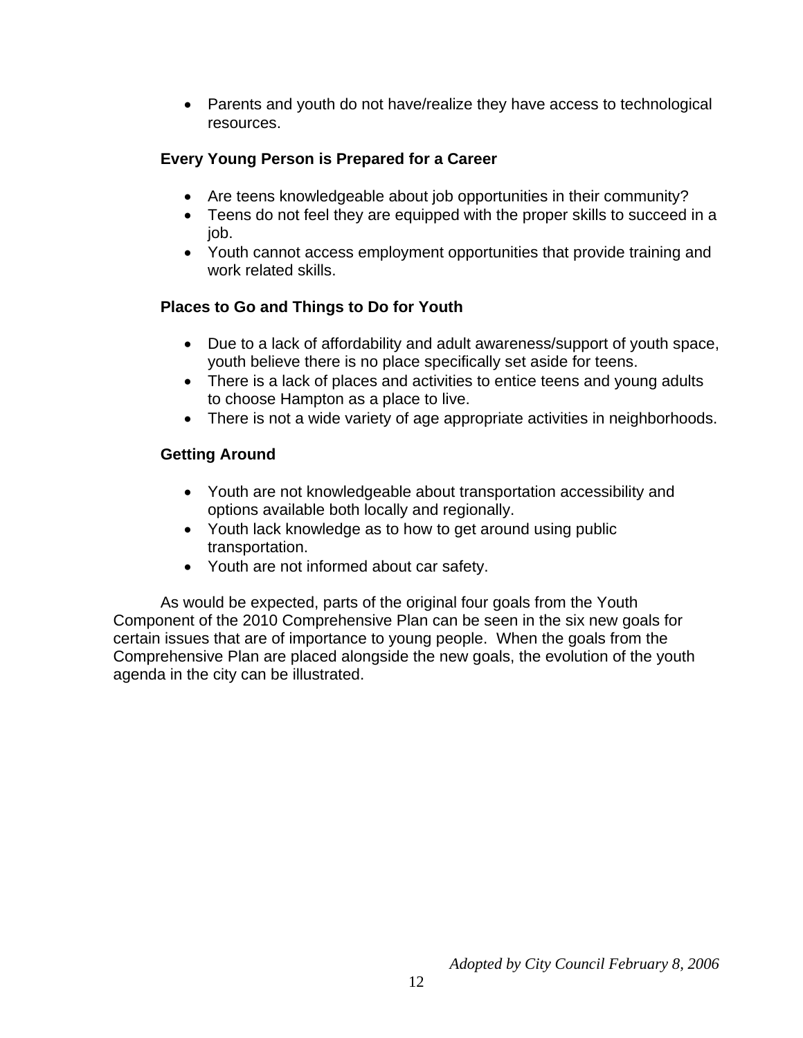- Parents and youth do not have/realize they have access to technological resources.

**Every Young Person is Prepared for a Career**

- Are teens knowledgeable about job opportunities in their community?
- Teens do not feel they are equipped with the proper skills to succeed in a job.
- Youth cannot access employment opportunities that provide training and work related skills.

**Places to Go and Things to Do for Youth**

- Due to a lack of affordability and adult awareness/support of youth space, youth believe there is no place specifically set aside for teens.
- There is a lack of places and activities to entice teens and young adults to choose Hampton as a place to live.
- There is not a wide variety of age appropriate activities in neighborhoods.

**Getting Around**

- Youth are not knowledgeable about transportation accessibility and options available both locally and regionally.
- Youth lack knowledge as to how to get around using public transportation.
- Youth are not informed about car safety.

As would be expected, parts of the original four goals from the Youth Component of the 2010 Comprehensive Plan can be seen in the six new goals for certain issues that are of importance to young people. When the goals from the Comprehensive Plan are placed alongside the new goals, the evolution of the youth agenda in the city can be illustrated.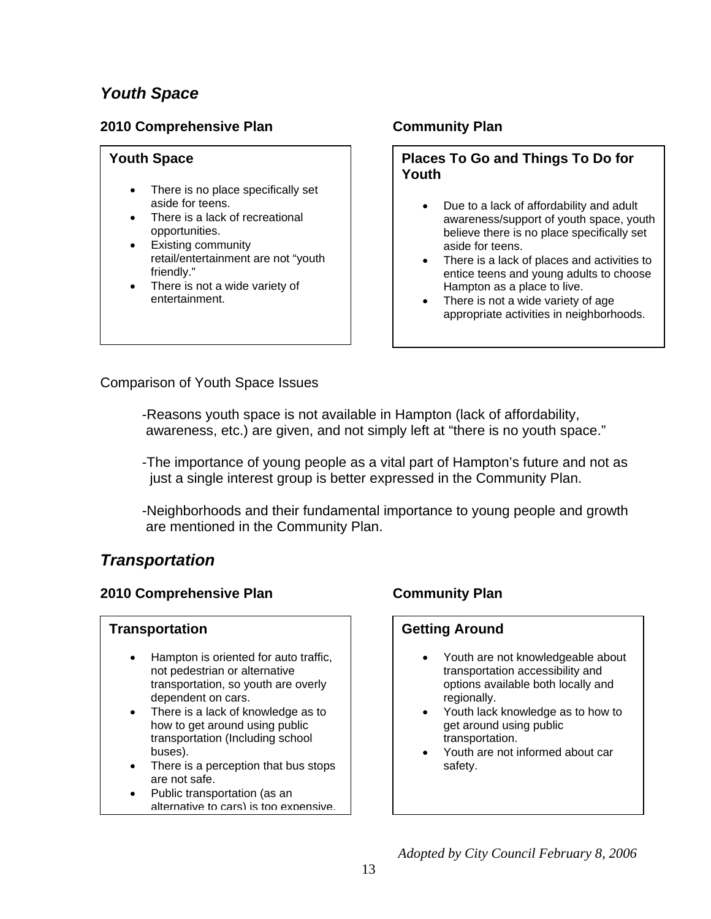## *Youth Space*

**2010 Comprehensive Plan**

**Youth Space**

- There is no place specifically set aside for teens.
- There is a lack of recreational opportunities.
- Existing community retail/entertainment are not "youth friendly."
- There is not a wide variety of entertainment.

**Community Plan**

**Places To Go and Things To Do for Youth**

- Due to a lack of affordability and adult awareness/support of youth space, youth believe there is no place specifically set aside for teens.
- There is a lack of places and activities to entice teens and young adults to choose Hampton as a place to live.
- There is not a wide variety of age appropriate activities in neighborhoods.

Comparison of Youth Space Issues

-Reasons youth space is not available in Hampton (lack of affordability, awareness, etc.) are given, and not simply left at "there is no youth space."

-The importance of young people as a vital part of Hampton's future and not as just a single interest group is better expressed in the Community Plan.

-Neighborhoods and their fundamental importance to young people and growth are mentioned in the Community Plan.

## *Transportation*

**2010 Comprehensive Plan**

**Transportation**

- Hampton is oriented for auto traffic, not pedestrian or alternative transportation, so youth are overly dependent on cars.
- There is a lack of knowledge as to how to get around using public transportation (Including school buses).
- There is a perception that bus stops are not safe.
- Public transportation (as an alternative to cars) is too expensive.

**Community Plan**

**Getting Around**

- Youth are not knowledgeable about transportation accessibility and options available both locally and regionally.
- Youth lack knowledge as to how to get around using public transportation.
- Youth are not informed about car safety.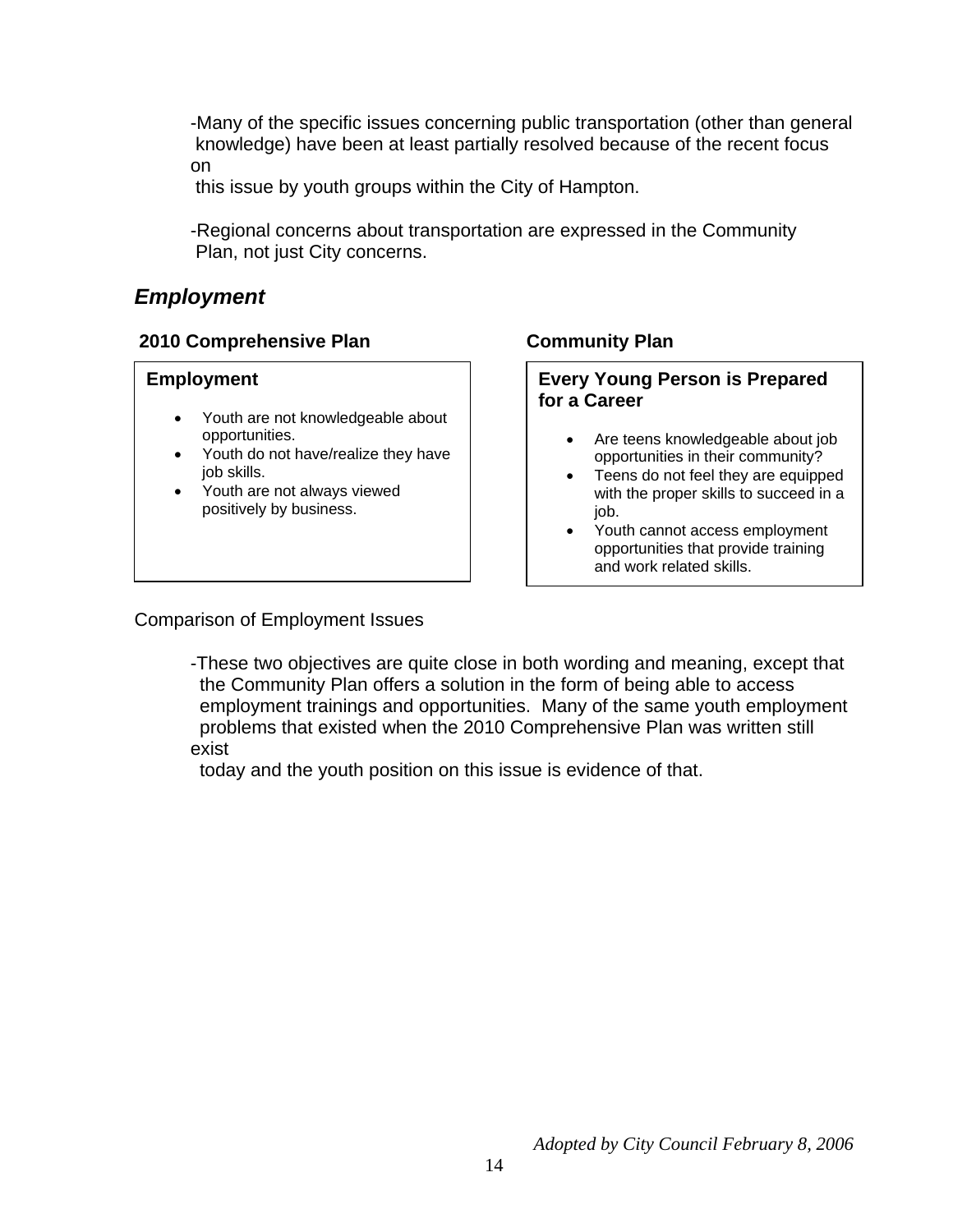-Many of the specific issues concerning public transportation (other than general knowledge) have been at least partially resolved because of the recent focus on this issue by youth groups within the City of Hampton.

-Regional concerns about transportation are expressed in the Community Plan, not just City concerns.

## *Employment*

| **2010 Comprehensive Plan** | **Community Plan** |
| --- | --- |
| **Employment**<br>• Youth are not knowledgeable about opportunities.<br>• Youth do not have/realize they have job skills.<br>• Youth are not always viewed positively by business. | **Every Young Person is Prepared for a Career**<br>• Are teens knowledgeable about job opportunities in their community?<br>• Teens do not feel they are equipped with the proper skills to succeed in a job.<br>• Youth cannot access employment opportunities that provide training and work related skills. |

Comparison of Employment Issues

-These two objectives are quite close in both wording and meaning, except that the Community Plan offers a solution in the form of being able to access employment trainings and opportunities. Many of the same youth employment problems that existed when the 2010 Comprehensive Plan was written still exist today and the youth position on this issue is evidence of that.

*Adopted by City Council February 8, 2006*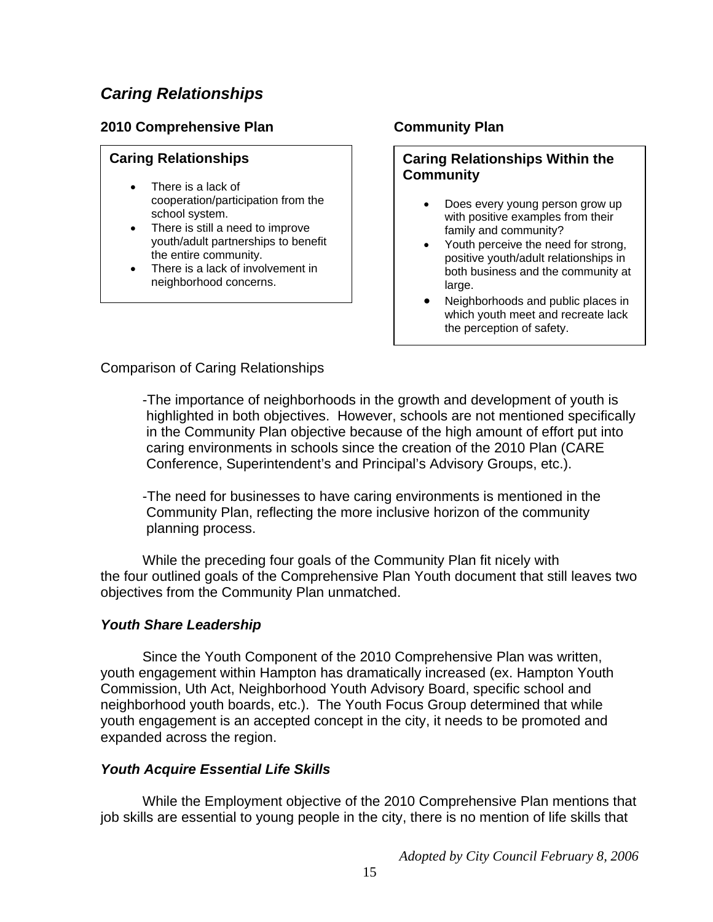## *Caring Relationships*

### 2010 Comprehensive Plan

**Caring Relationships**

- There is a lack of cooperation/participation from the school system.
- There is still a need to improve youth/adult partnerships to benefit the entire community.
- There is a lack of involvement in neighborhood concerns.

### Community Plan

**Caring Relationships Within the Community**

- Does every young person grow up with positive examples from their family and community?
- Youth perceive the need for strong, positive youth/adult relationships in both business and the community at large.
- Neighborhoods and public places in which youth meet and recreate lack the perception of safety.

Comparison of Caring Relationships

-The importance of neighborhoods in the growth and development of youth is highlighted in both objectives. However, schools are not mentioned specifically in the Community Plan objective because of the high amount of effort put into caring environments in schools since the creation of the 2010 Plan (CARE Conference, Superintendent's and Principal's Advisory Groups, etc.).

-The need for businesses to have caring environments is mentioned in the Community Plan, reflecting the more inclusive horizon of the community planning process.

While the preceding four goals of the Community Plan fit nicely with the four outlined goals of the Comprehensive Plan Youth document that still leaves two objectives from the Community Plan unmatched.

### *Youth Share Leadership*

Since the Youth Component of the 2010 Comprehensive Plan was written, youth engagement within Hampton has dramatically increased (ex. Hampton Youth Commission, Uth Act, Neighborhood Youth Advisory Board, specific school and neighborhood youth boards, etc.). The Youth Focus Group determined that while youth engagement is an accepted concept in the city, it needs to be promoted and expanded across the region.

### *Youth Acquire Essential Life Skills*

While the Employment objective of the 2010 Comprehensive Plan mentions that job skills are essential to young people in the city, there is no mention of life skills that

*Adopted by City Council February 8, 2006*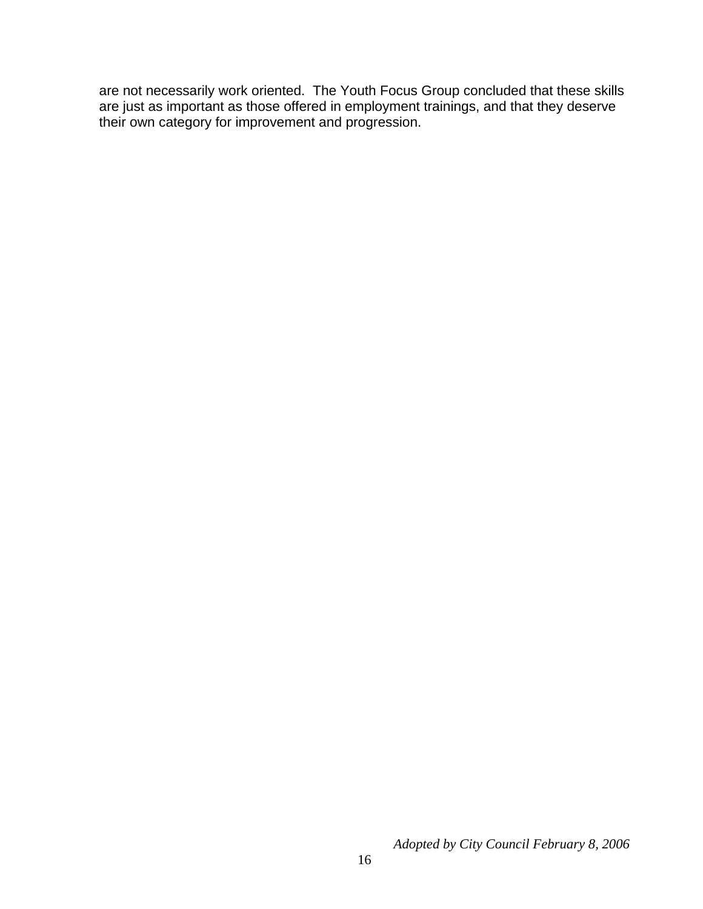are not necessarily work oriented. The Youth Focus Group concluded that these skills are just as important as those offered in employment trainings, and that they deserve their own category for improvement and progression.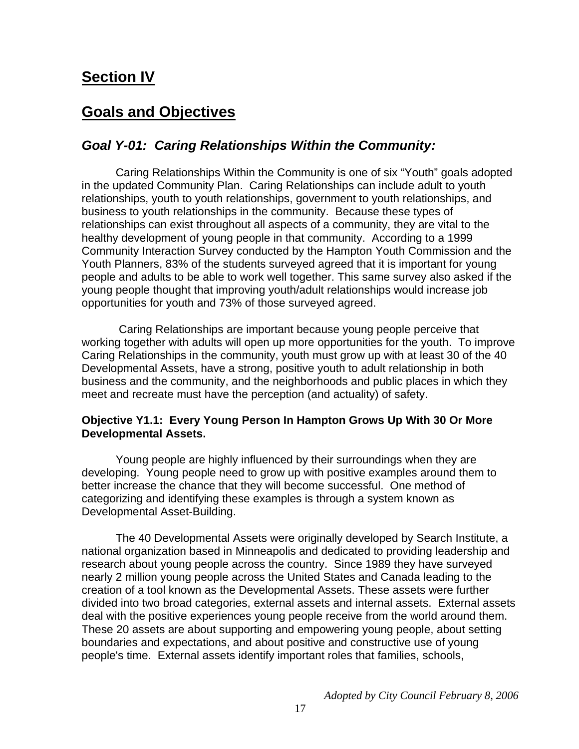# Section IV

# Goals and Objectives

## *Goal Y-01: Caring Relationships Within the Community:*

Caring Relationships Within the Community is one of six "Youth" goals adopted in the updated Community Plan. Caring Relationships can include adult to youth relationships, youth to youth relationships, government to youth relationships, and business to youth relationships in the community. Because these types of relationships can exist throughout all aspects of a community, they are vital to the healthy development of young people in that community. According to a 1999 Community Interaction Survey conducted by the Hampton Youth Commission and the Youth Planners, 83% of the students surveyed agreed that it is important for young people and adults to be able to work well together. This same survey also asked if the young people thought that improving youth/adult relationships would increase job opportunities for youth and 73% of those surveyed agreed.

Caring Relationships are important because young people perceive that working together with adults will open up more opportunities for the youth. To improve Caring Relationships in the community, youth must grow up with at least 30 of the 40 Developmental Assets, have a strong, positive youth to adult relationship in both business and the community, and the neighborhoods and public places in which they meet and recreate must have the perception (and actuality) of safety.

**Objective Y1.1: Every Young Person In Hampton Grows Up With 30 Or More Developmental Assets.**

Young people are highly influenced by their surroundings when they are developing. Young people need to grow up with positive examples around them to better increase the chance that they will become successful. One method of categorizing and identifying these examples is through a system known as Developmental Asset-Building.

The 40 Developmental Assets were originally developed by Search Institute, a national organization based in Minneapolis and dedicated to providing leadership and research about young people across the country. Since 1989 they have surveyed nearly 2 million young people across the United States and Canada leading to the creation of a tool known as the Developmental Assets. These assets were further divided into two broad categories, external assets and internal assets. External assets deal with the positive experiences young people receive from the world around them. These 20 assets are about supporting and empowering young people, about setting boundaries and expectations, and about positive and constructive use of young people's time. External assets identify important roles that families, schools,

*Adopted by City Council February 8, 2006*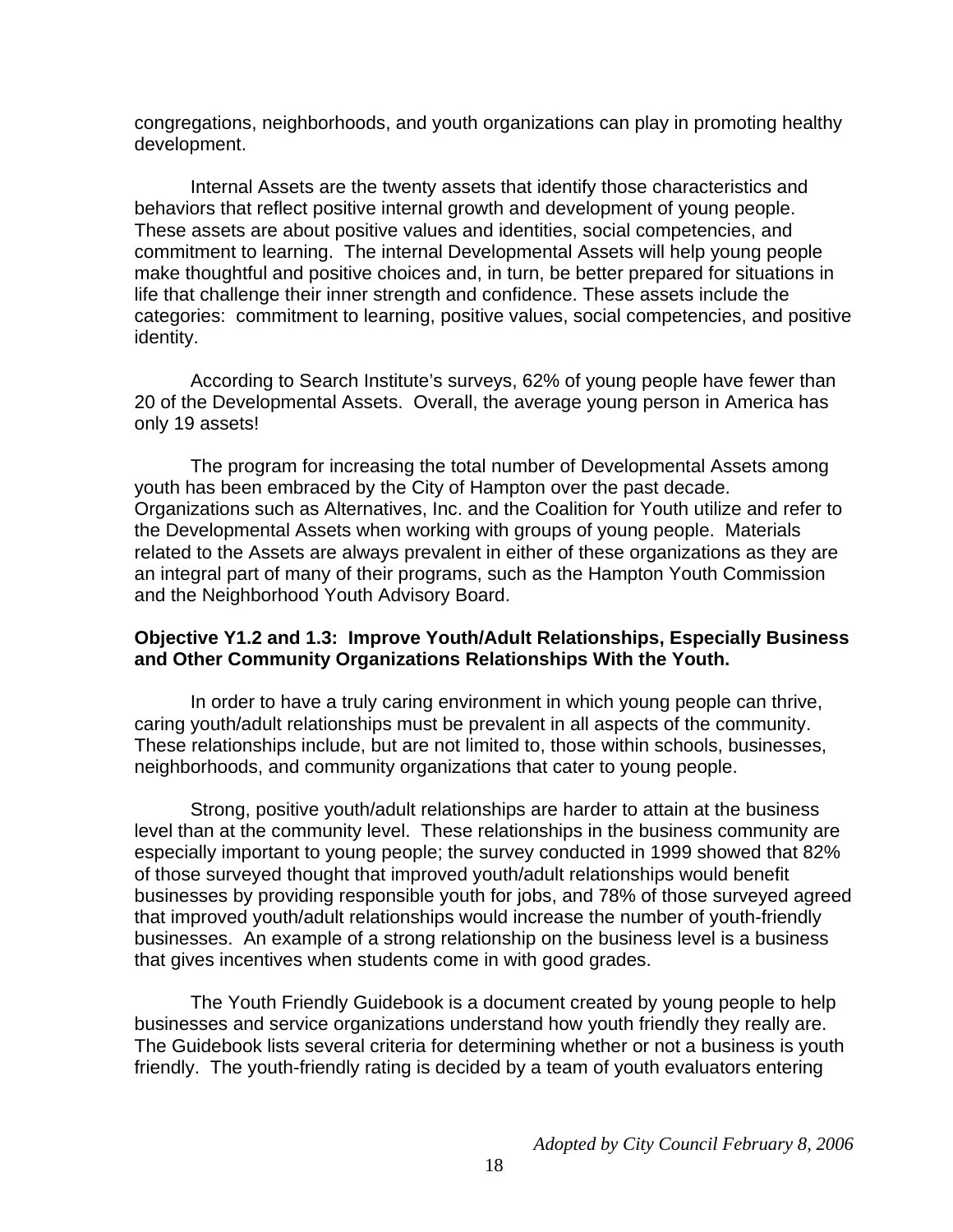congregations, neighborhoods, and youth organizations can play in promoting healthy development.

Internal Assets are the twenty assets that identify those characteristics and behaviors that reflect positive internal growth and development of young people. These assets are about positive values and identities, social competencies, and commitment to learning. The internal Developmental Assets will help young people make thoughtful and positive choices and, in turn, be better prepared for situations in life that challenge their inner strength and confidence. These assets include the categories: commitment to learning, positive values, social competencies, and positive identity.

According to Search Institute's surveys, 62% of young people have fewer than 20 of the Developmental Assets. Overall, the average young person in America has only 19 assets!

The program for increasing the total number of Developmental Assets among youth has been embraced by the City of Hampton over the past decade. Organizations such as Alternatives, Inc. and the Coalition for Youth utilize and refer to the Developmental Assets when working with groups of young people. Materials related to the Assets are always prevalent in either of these organizations as they are an integral part of many of their programs, such as the Hampton Youth Commission and the Neighborhood Youth Advisory Board.

**Objective Y1.2 and 1.3: Improve Youth/Adult Relationships, Especially Business and Other Community Organizations Relationships With the Youth.**

In order to have a truly caring environment in which young people can thrive, caring youth/adult relationships must be prevalent in all aspects of the community. These relationships include, but are not limited to, those within schools, businesses, neighborhoods, and community organizations that cater to young people.

Strong, positive youth/adult relationships are harder to attain at the business level than at the community level. These relationships in the business community are especially important to young people; the survey conducted in 1999 showed that 82% of those surveyed thought that improved youth/adult relationships would benefit businesses by providing responsible youth for jobs, and 78% of those surveyed agreed that improved youth/adult relationships would increase the number of youth-friendly businesses. An example of a strong relationship on the business level is a business that gives incentives when students come in with good grades.

The Youth Friendly Guidebook is a document created by young people to help businesses and service organizations understand how youth friendly they really are. The Guidebook lists several criteria for determining whether or not a business is youth friendly. The youth-friendly rating is decided by a team of youth evaluators entering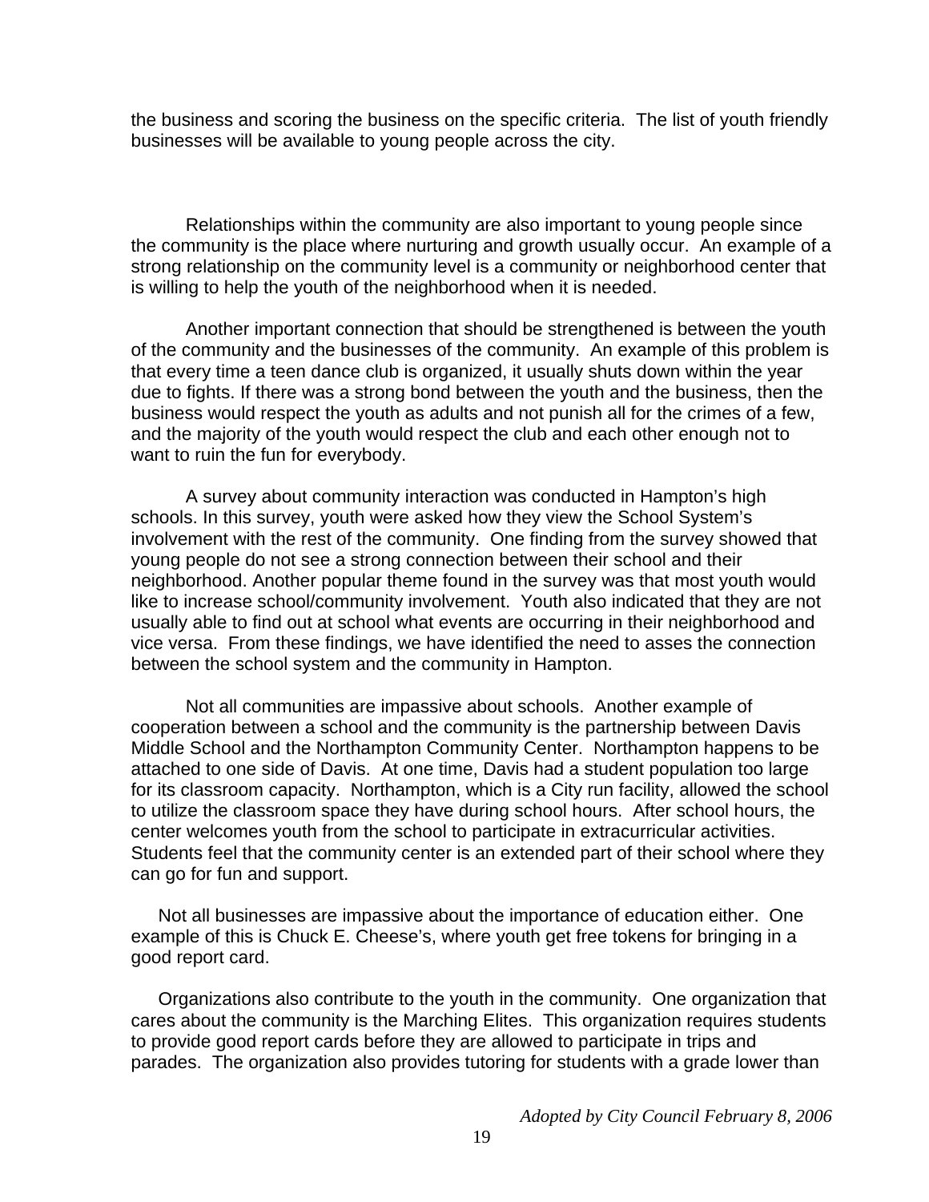the business and scoring the business on the specific criteria. The list of youth friendly businesses will be available to young people across the city.

Relationships within the community are also important to young people since the community is the place where nurturing and growth usually occur. An example of a strong relationship on the community level is a community or neighborhood center that is willing to help the youth of the neighborhood when it is needed.

Another important connection that should be strengthened is between the youth of the community and the businesses of the community. An example of this problem is that every time a teen dance club is organized, it usually shuts down within the year due to fights. If there was a strong bond between the youth and the business, then the business would respect the youth as adults and not punish all for the crimes of a few, and the majority of the youth would respect the club and each other enough not to want to ruin the fun for everybody.

A survey about community interaction was conducted in Hampton's high schools. In this survey, youth were asked how they view the School System's involvement with the rest of the community. One finding from the survey showed that young people do not see a strong connection between their school and their neighborhood. Another popular theme found in the survey was that most youth would like to increase school/community involvement. Youth also indicated that they are not usually able to find out at school what events are occurring in their neighborhood and vice versa. From these findings, we have identified the need to asses the connection between the school system and the community in Hampton.

Not all communities are impassive about schools. Another example of cooperation between a school and the community is the partnership between Davis Middle School and the Northampton Community Center. Northampton happens to be attached to one side of Davis. At one time, Davis had a student population too large for its classroom capacity. Northampton, which is a City run facility, allowed the school to utilize the classroom space they have during school hours. After school hours, the center welcomes youth from the school to participate in extracurricular activities. Students feel that the community center is an extended part of their school where they can go for fun and support.

Not all businesses are impassive about the importance of education either. One example of this is Chuck E. Cheese's, where youth get free tokens for bringing in a good report card.

Organizations also contribute to the youth in the community. One organization that cares about the community is the Marching Elites. This organization requires students to provide good report cards before they are allowed to participate in trips and parades. The organization also provides tutoring for students with a grade lower than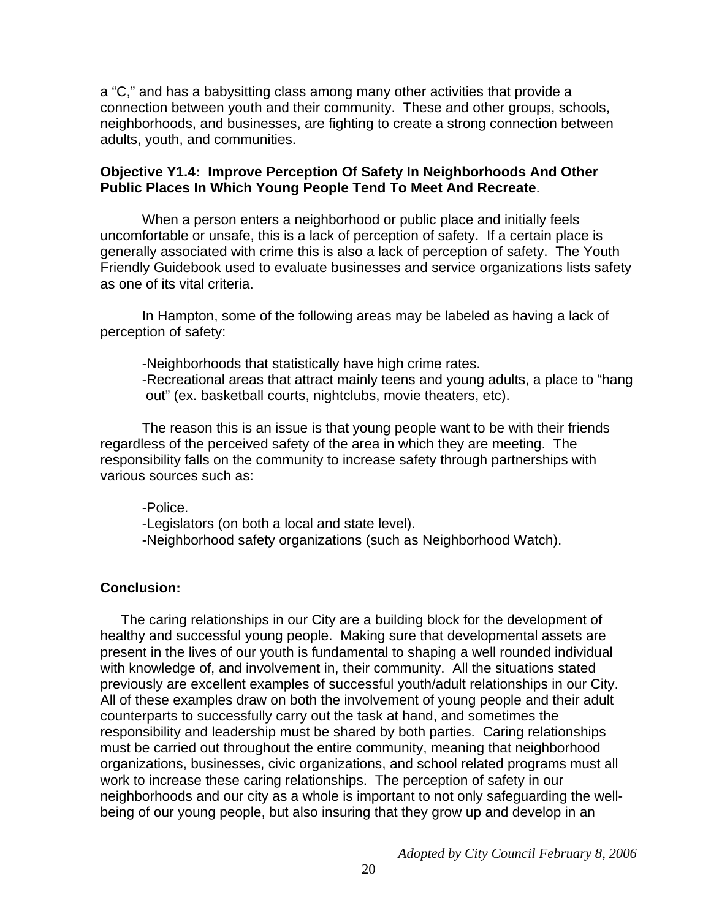a "C," and has a babysitting class among many other activities that provide a connection between youth and their community. These and other groups, schools, neighborhoods, and businesses, are fighting to create a strong connection between adults, youth, and communities.

**Objective Y1.4: Improve Perception Of Safety In Neighborhoods And Other Public Places In Which Young People Tend To Meet And Recreate**.

When a person enters a neighborhood or public place and initially feels uncomfortable or unsafe, this is a lack of perception of safety. If a certain place is generally associated with crime this is also a lack of perception of safety. The Youth Friendly Guidebook used to evaluate businesses and service organizations lists safety as one of its vital criteria.

In Hampton, some of the following areas may be labeled as having a lack of perception of safety:

- Neighborhoods that statistically have high crime rates.
- Recreational areas that attract mainly teens and young adults, a place to "hang out" (ex. basketball courts, nightclubs, movie theaters, etc).

The reason this is an issue is that young people want to be with their friends regardless of the perceived safety of the area in which they are meeting. The responsibility falls on the community to increase safety through partnerships with various sources such as:

- Police.
- Legislators (on both a local and state level).
- Neighborhood safety organizations (such as Neighborhood Watch).

**Conclusion:**

The caring relationships in our City are a building block for the development of healthy and successful young people. Making sure that developmental assets are present in the lives of our youth is fundamental to shaping a well rounded individual with knowledge of, and involvement in, their community. All the situations stated previously are excellent examples of successful youth/adult relationships in our City. All of these examples draw on both the involvement of young people and their adult counterparts to successfully carry out the task at hand, and sometimes the responsibility and leadership must be shared by both parties. Caring relationships must be carried out throughout the entire community, meaning that neighborhood organizations, businesses, civic organizations, and school related programs must all work to increase these caring relationships. The perception of safety in our neighborhoods and our city as a whole is important to not only safeguarding the well-being of our young people, but also insuring that they grow up and develop in an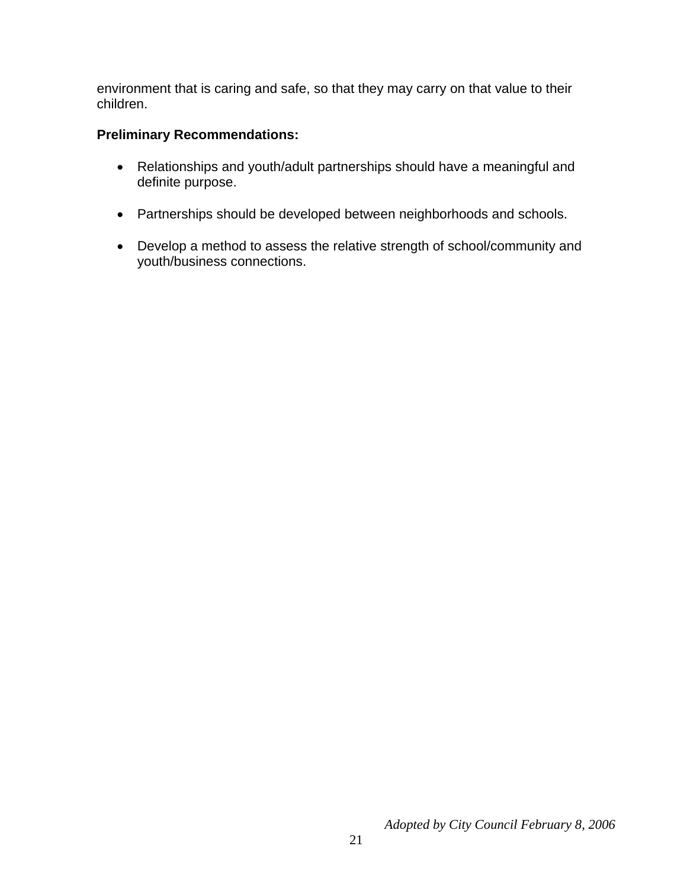environment that is caring and safe, so that they may carry on that value to their children.

**Preliminary Recommendations:**

- Relationships and youth/adult partnerships should have a meaningful and definite purpose.
- Partnerships should be developed between neighborhoods and schools.
- Develop a method to assess the relative strength of school/community and youth/business connections.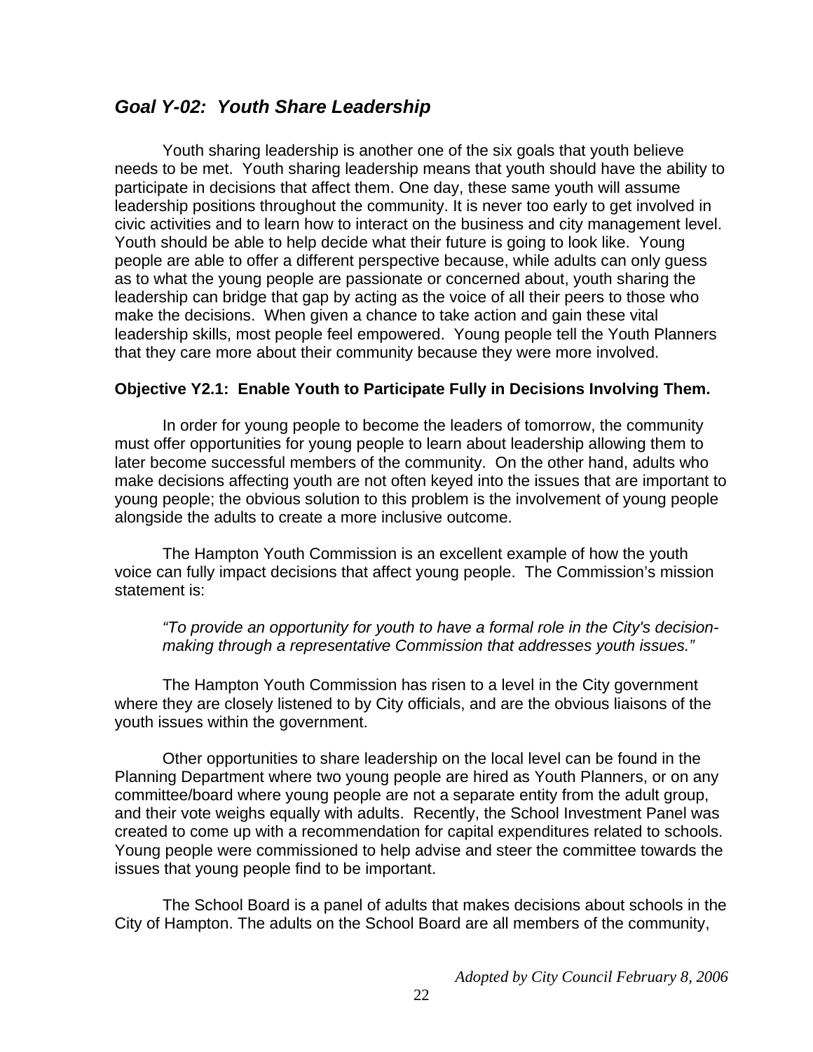## *Goal Y-02: Youth Share Leadership*

Youth sharing leadership is another one of the six goals that youth believe needs to be met. Youth sharing leadership means that youth should have the ability to participate in decisions that affect them. One day, these same youth will assume leadership positions throughout the community. It is never too early to get involved in civic activities and to learn how to interact on the business and city management level. Youth should be able to help decide what their future is going to look like. Young people are able to offer a different perspective because, while adults can only guess as to what the young people are passionate or concerned about, youth sharing the leadership can bridge that gap by acting as the voice of all their peers to those who make the decisions. When given a chance to take action and gain these vital leadership skills, most people feel empowered. Young people tell the Youth Planners that they care more about their community because they were more involved.

**Objective Y2.1: Enable Youth to Participate Fully in Decisions Involving Them.**

In order for young people to become the leaders of tomorrow, the community must offer opportunities for young people to learn about leadership allowing them to later become successful members of the community. On the other hand, adults who make decisions affecting youth are not often keyed into the issues that are important to young people; the obvious solution to this problem is the involvement of young people alongside the adults to create a more inclusive outcome.

The Hampton Youth Commission is an excellent example of how the youth voice can fully impact decisions that affect young people. The Commission's mission statement is:

> *"To provide an opportunity for youth to have a formal role in the City's decision-making through a representative Commission that addresses youth issues."*

The Hampton Youth Commission has risen to a level in the City government where they are closely listened to by City officials, and are the obvious liaisons of the youth issues within the government.

Other opportunities to share leadership on the local level can be found in the Planning Department where two young people are hired as Youth Planners, or on any committee/board where young people are not a separate entity from the adult group, and their vote weighs equally with adults. Recently, the School Investment Panel was created to come up with a recommendation for capital expenditures related to schools. Young people were commissioned to help advise and steer the committee towards the issues that young people find to be important.

The School Board is a panel of adults that makes decisions about schools in the City of Hampton. The adults on the School Board are all members of the community,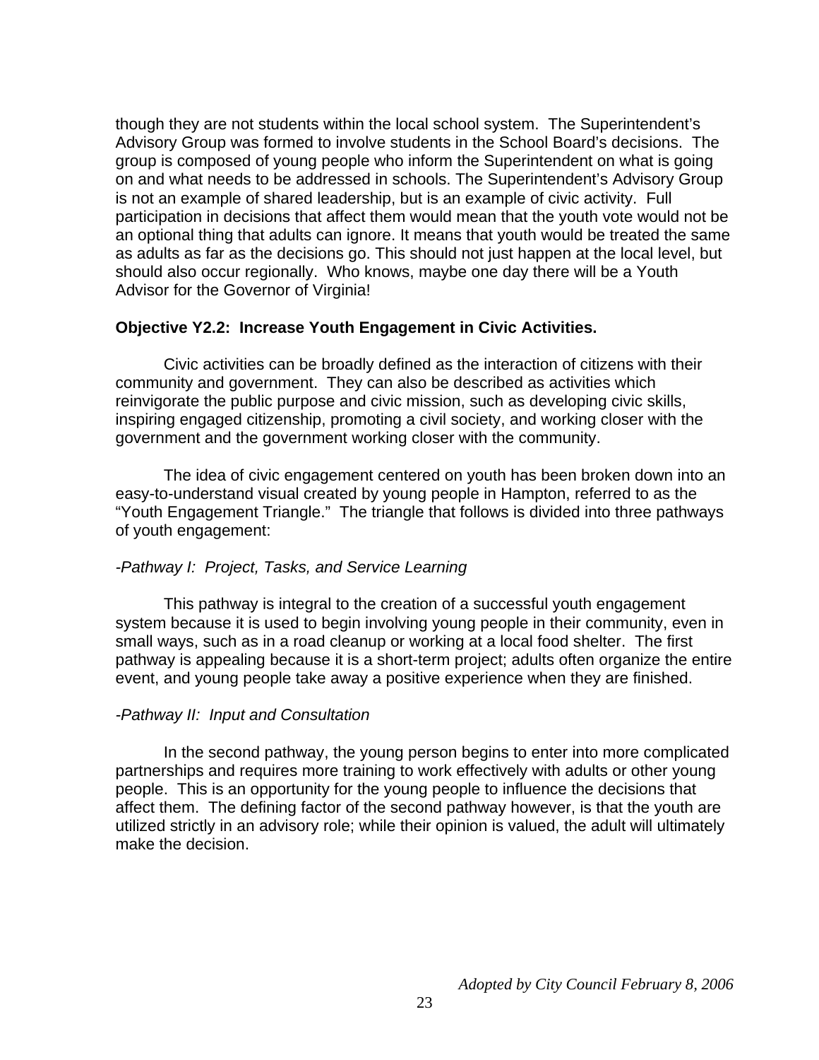though they are not students within the local school system. The Superintendent's Advisory Group was formed to involve students in the School Board's decisions. The group is composed of young people who inform the Superintendent on what is going on and what needs to be addressed in schools. The Superintendent's Advisory Group is not an example of shared leadership, but is an example of civic activity. Full participation in decisions that affect them would mean that the youth vote would not be an optional thing that adults can ignore. It means that youth would be treated the same as adults as far as the decisions go. This should not just happen at the local level, but should also occur regionally. Who knows, maybe one day there will be a Youth Advisor for the Governor of Virginia!

**Objective Y2.2: Increase Youth Engagement in Civic Activities.**

Civic activities can be broadly defined as the interaction of citizens with their community and government. They can also be described as activities which reinvigorate the public purpose and civic mission, such as developing civic skills, inspiring engaged citizenship, promoting a civil society, and working closer with the government and the government working closer with the community.

The idea of civic engagement centered on youth has been broken down into an easy-to-understand visual created by young people in Hampton, referred to as the "Youth Engagement Triangle." The triangle that follows is divided into three pathways of youth engagement:

*-Pathway I: Project, Tasks, and Service Learning*

This pathway is integral to the creation of a successful youth engagement system because it is used to begin involving young people in their community, even in small ways, such as in a road cleanup or working at a local food shelter. The first pathway is appealing because it is a short-term project; adults often organize the entire event, and young people take away a positive experience when they are finished.

*-Pathway II: Input and Consultation*

In the second pathway, the young person begins to enter into more complicated partnerships and requires more training to work effectively with adults or other young people. This is an opportunity for the young people to influence the decisions that affect them. The defining factor of the second pathway however, is that the youth are utilized strictly in an advisory role; while their opinion is valued, the adult will ultimately make the decision.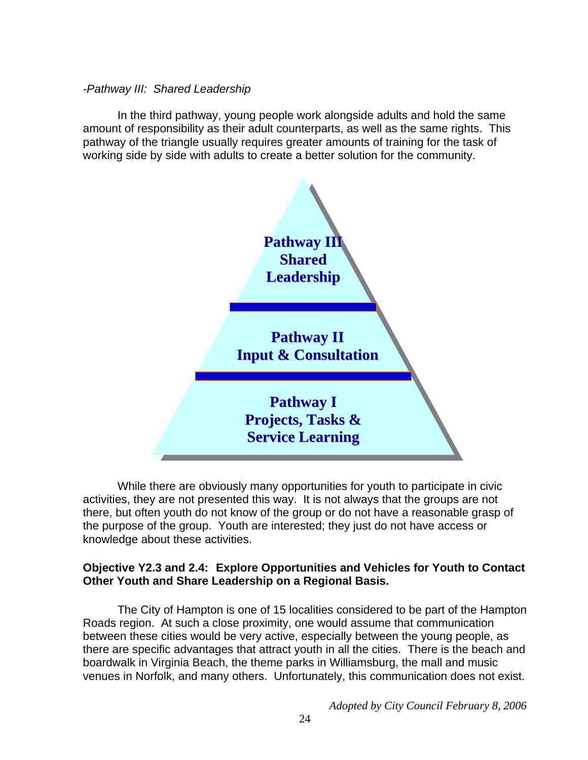*-Pathway III: Shared Leadership*

In the third pathway, young people work alongside adults and hold the same amount of responsibility as their adult counterparts, as well as the same rights. This pathway of the triangle usually requires greater amounts of training for the task of working side by side with adults to create a better solution for the community.

**Pathway III**
**Shared Leadership**

**Pathway II**
**Input & Consultation**

**Pathway I**
**Projects, Tasks & Service Learning**

While there are obviously many opportunities for youth to participate in civic activities, they are not presented this way. It is not always that the groups are not there, but often youth do not know of the group or do not have a reasonable grasp of the purpose of the group. Youth are interested; they just do not have access or knowledge about these activities.

**Objective Y2.3 and 2.4: Explore Opportunities and Vehicles for Youth to Contact Other Youth and Share Leadership on a Regional Basis.**

The City of Hampton is one of 15 localities considered to be part of the Hampton Roads region. At such a close proximity, one would assume that communication between these cities would be very active, especially between the young people, as there are specific advantages that attract youth in all the cities. There is the beach and boardwalk in Virginia Beach, the theme parks in Williamsburg, the mall and music venues in Norfolk, and many others. Unfortunately, this communication does not exist.

*Adopted by City Council February 8, 2006*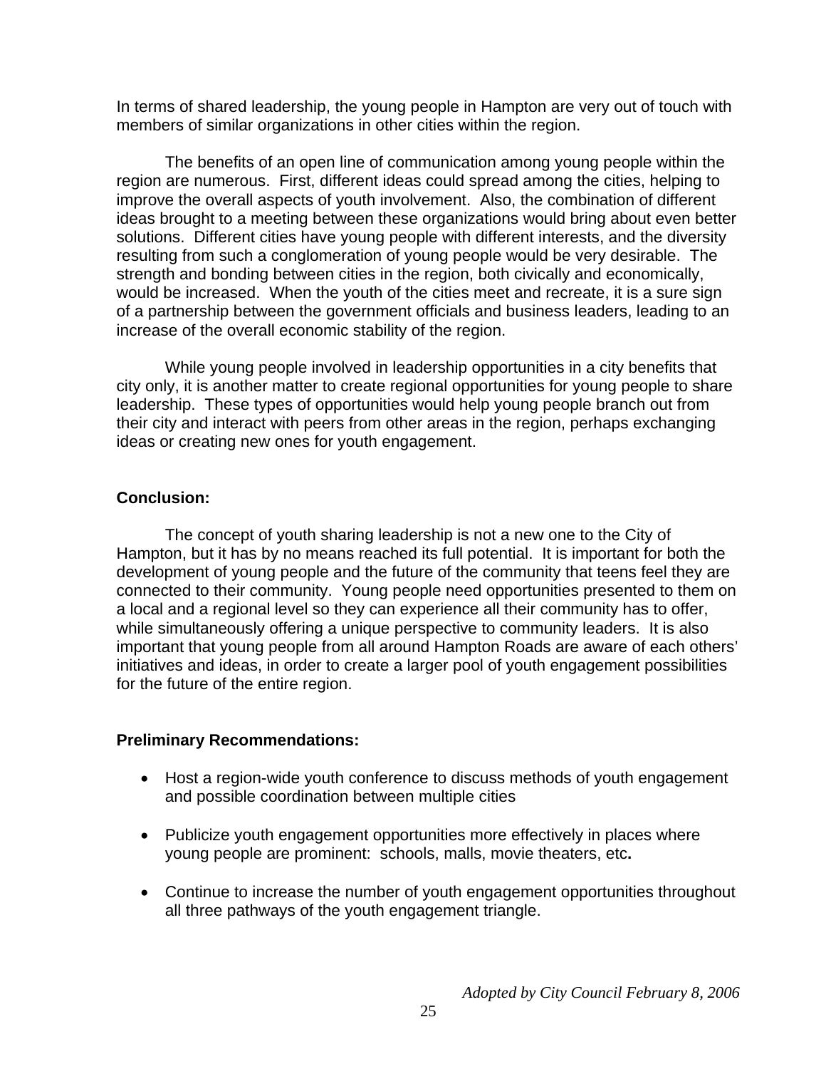In terms of shared leadership, the young people in Hampton are very out of touch with members of similar organizations in other cities within the region.

The benefits of an open line of communication among young people within the region are numerous. First, different ideas could spread among the cities, helping to improve the overall aspects of youth involvement. Also, the combination of different ideas brought to a meeting between these organizations would bring about even better solutions. Different cities have young people with different interests, and the diversity resulting from such a conglomeration of young people would be very desirable. The strength and bonding between cities in the region, both civically and economically, would be increased. When the youth of the cities meet and recreate, it is a sure sign of a partnership between the government officials and business leaders, leading to an increase of the overall economic stability of the region.

While young people involved in leadership opportunities in a city benefits that city only, it is another matter to create regional opportunities for young people to share leadership. These types of opportunities would help young people branch out from their city and interact with peers from other areas in the region, perhaps exchanging ideas or creating new ones for youth engagement.

**Conclusion:**

The concept of youth sharing leadership is not a new one to the City of Hampton, but it has by no means reached its full potential. It is important for both the development of young people and the future of the community that teens feel they are connected to their community. Young people need opportunities presented to them on a local and a regional level so they can experience all their community has to offer, while simultaneously offering a unique perspective to community leaders. It is also important that young people from all around Hampton Roads are aware of each others' initiatives and ideas, in order to create a larger pool of youth engagement possibilities for the future of the entire region.

**Preliminary Recommendations:**

- Host a region-wide youth conference to discuss methods of youth engagement and possible coordination between multiple cities
- Publicize youth engagement opportunities more effectively in places where young people are prominent: schools, malls, movie theaters, etc.
- Continue to increase the number of youth engagement opportunities throughout all three pathways of the youth engagement triangle.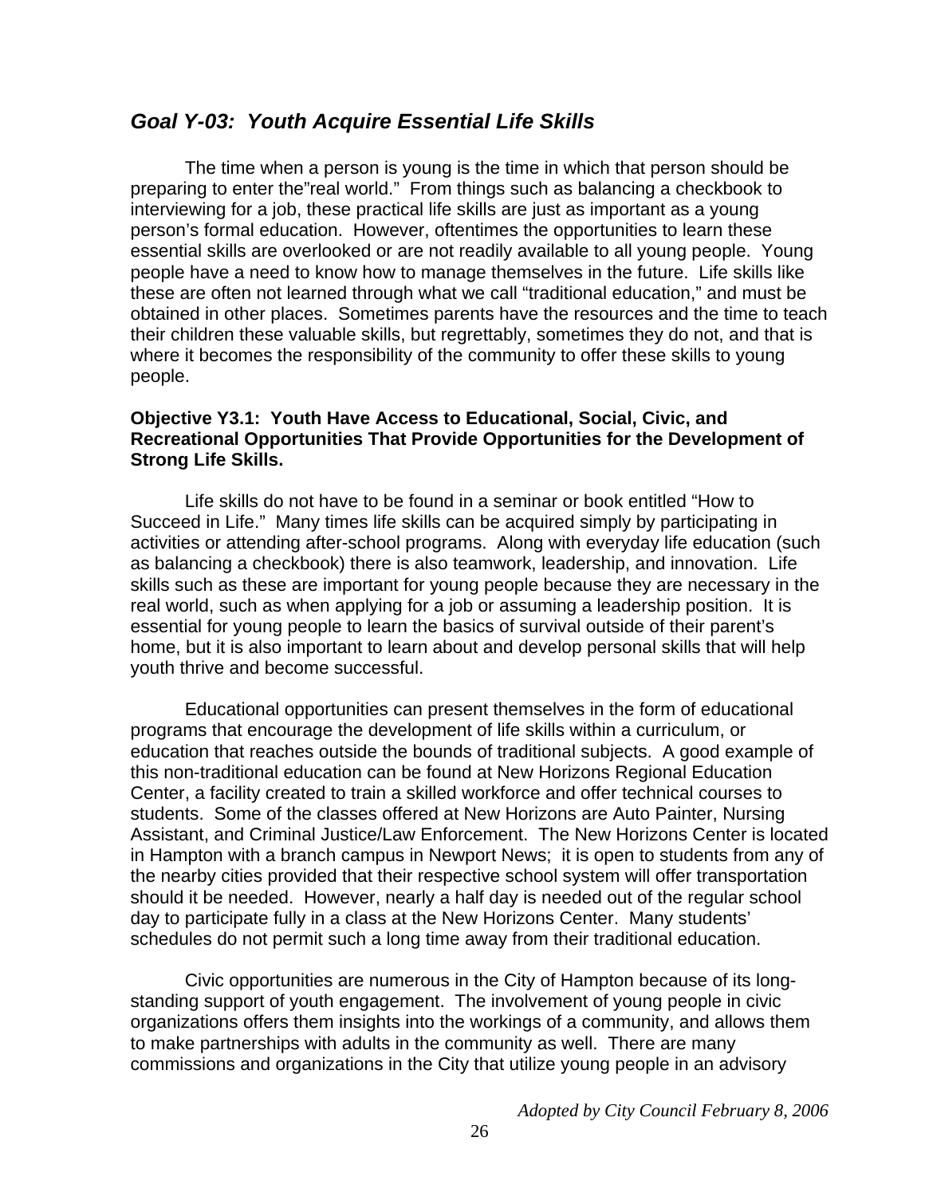## *Goal Y-03: Youth Acquire Essential Life Skills*

The time when a person is young is the time in which that person should be preparing to enter the"real world." From things such as balancing a checkbook to interviewing for a job, these practical life skills are just as important as a young person's formal education. However, oftentimes the opportunities to learn these essential skills are overlooked or are not readily available to all young people. Young people have a need to know how to manage themselves in the future. Life skills like these are often not learned through what we call "traditional education," and must be obtained in other places. Sometimes parents have the resources and the time to teach their children these valuable skills, but regrettably, sometimes they do not, and that is where it becomes the responsibility of the community to offer these skills to young people.

**Objective Y3.1: Youth Have Access to Educational, Social, Civic, and Recreational Opportunities That Provide Opportunities for the Development of Strong Life Skills.**

Life skills do not have to be found in a seminar or book entitled "How to Succeed in Life." Many times life skills can be acquired simply by participating in activities or attending after-school programs. Along with everyday life education (such as balancing a checkbook) there is also teamwork, leadership, and innovation. Life skills such as these are important for young people because they are necessary in the real world, such as when applying for a job or assuming a leadership position. It is essential for young people to learn the basics of survival outside of their parent's home, but it is also important to learn about and develop personal skills that will help youth thrive and become successful.

Educational opportunities can present themselves in the form of educational programs that encourage the development of life skills within a curriculum, or education that reaches outside the bounds of traditional subjects. A good example of this non-traditional education can be found at New Horizons Regional Education Center, a facility created to train a skilled workforce and offer technical courses to students. Some of the classes offered at New Horizons are Auto Painter, Nursing Assistant, and Criminal Justice/Law Enforcement. The New Horizons Center is located in Hampton with a branch campus in Newport News; it is open to students from any of the nearby cities provided that their respective school system will offer transportation should it be needed. However, nearly a half day is needed out of the regular school day to participate fully in a class at the New Horizons Center. Many students' schedules do not permit such a long time away from their traditional education.

Civic opportunities are numerous in the City of Hampton because of its long-standing support of youth engagement. The involvement of young people in civic organizations offers them insights into the workings of a community, and allows them to make partnerships with adults in the community as well. There are many commissions and organizations in the City that utilize young people in an advisory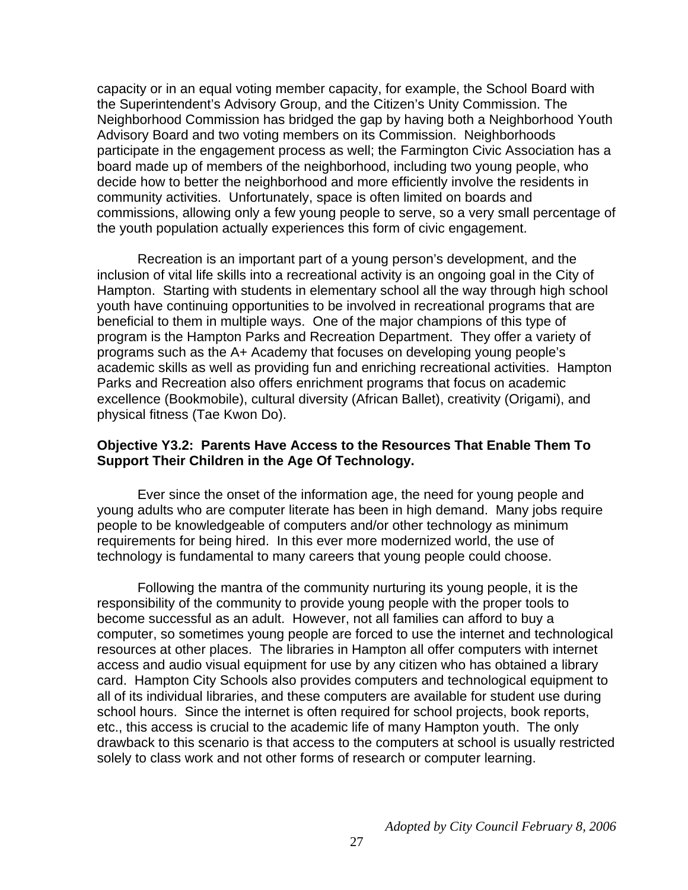capacity or in an equal voting member capacity, for example, the School Board with the Superintendent's Advisory Group, and the Citizen's Unity Commission. The Neighborhood Commission has bridged the gap by having both a Neighborhood Youth Advisory Board and two voting members on its Commission. Neighborhoods participate in the engagement process as well; the Farmington Civic Association has a board made up of members of the neighborhood, including two young people, who decide how to better the neighborhood and more efficiently involve the residents in community activities. Unfortunately, space is often limited on boards and commissions, allowing only a few young people to serve, so a very small percentage of the youth population actually experiences this form of civic engagement.

Recreation is an important part of a young person's development, and the inclusion of vital life skills into a recreational activity is an ongoing goal in the City of Hampton. Starting with students in elementary school all the way through high school youth have continuing opportunities to be involved in recreational programs that are beneficial to them in multiple ways. One of the major champions of this type of program is the Hampton Parks and Recreation Department. They offer a variety of programs such as the A+ Academy that focuses on developing young people's academic skills as well as providing fun and enriching recreational activities. Hampton Parks and Recreation also offers enrichment programs that focus on academic excellence (Bookmobile), cultural diversity (African Ballet), creativity (Origami), and physical fitness (Tae Kwon Do).

**Objective Y3.2: Parents Have Access to the Resources That Enable Them To Support Their Children in the Age Of Technology.**

Ever since the onset of the information age, the need for young people and young adults who are computer literate has been in high demand. Many jobs require people to be knowledgeable of computers and/or other technology as minimum requirements for being hired. In this ever more modernized world, the use of technology is fundamental to many careers that young people could choose.

Following the mantra of the community nurturing its young people, it is the responsibility of the community to provide young people with the proper tools to become successful as an adult. However, not all families can afford to buy a computer, so sometimes young people are forced to use the internet and technological resources at other places. The libraries in Hampton all offer computers with internet access and audio visual equipment for use by any citizen who has obtained a library card. Hampton City Schools also provides computers and technological equipment to all of its individual libraries, and these computers are available for student use during school hours. Since the internet is often required for school projects, book reports, etc., this access is crucial to the academic life of many Hampton youth. The only drawback to this scenario is that access to the computers at school is usually restricted solely to class work and not other forms of research or computer learning.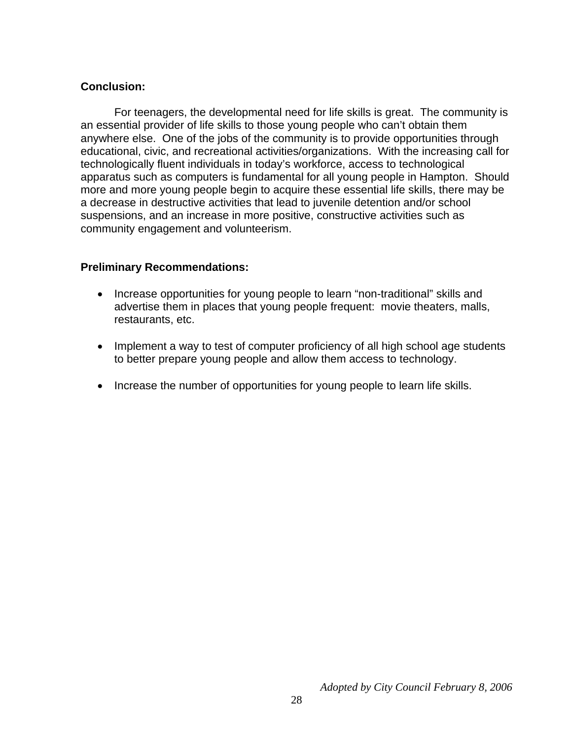**Conclusion:**

For teenagers, the developmental need for life skills is great. The community is an essential provider of life skills to those young people who can't obtain them anywhere else. One of the jobs of the community is to provide opportunities through educational, civic, and recreational activities/organizations. With the increasing call for technologically fluent individuals in today's workforce, access to technological apparatus such as computers is fundamental for all young people in Hampton. Should more and more young people begin to acquire these essential life skills, there may be a decrease in destructive activities that lead to juvenile detention and/or school suspensions, and an increase in more positive, constructive activities such as community engagement and volunteerism.

**Preliminary Recommendations:**

- Increase opportunities for young people to learn "non-traditional" skills and advertise them in places that young people frequent: movie theaters, malls, restaurants, etc.

- Implement a way to test of computer proficiency of all high school age students to better prepare young people and allow them access to technology.

- Increase the number of opportunities for young people to learn life skills.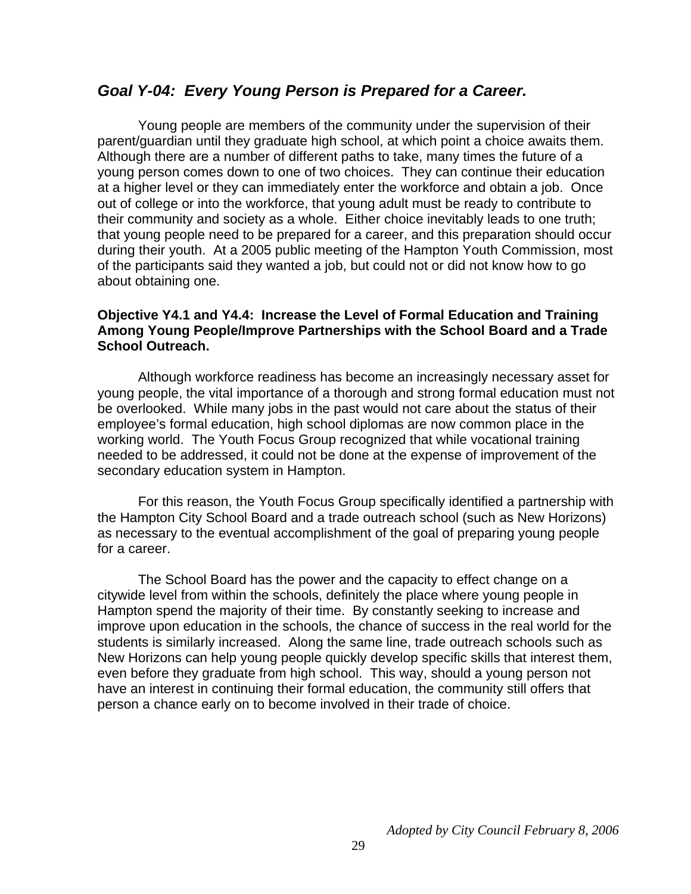## *Goal Y-04: Every Young Person is Prepared for a Career.*

Young people are members of the community under the supervision of their parent/guardian until they graduate high school, at which point a choice awaits them. Although there are a number of different paths to take, many times the future of a young person comes down to one of two choices. They can continue their education at a higher level or they can immediately enter the workforce and obtain a job. Once out of college or into the workforce, that young adult must be ready to contribute to their community and society as a whole. Either choice inevitably leads to one truth; that young people need to be prepared for a career, and this preparation should occur during their youth. At a 2005 public meeting of the Hampton Youth Commission, most of the participants said they wanted a job, but could not or did not know how to go about obtaining one.

**Objective Y4.1 and Y4.4: Increase the Level of Formal Education and Training Among Young People/Improve Partnerships with the School Board and a Trade School Outreach.**

Although workforce readiness has become an increasingly necessary asset for young people, the vital importance of a thorough and strong formal education must not be overlooked. While many jobs in the past would not care about the status of their employee's formal education, high school diplomas are now common place in the working world. The Youth Focus Group recognized that while vocational training needed to be addressed, it could not be done at the expense of improvement of the secondary education system in Hampton.

For this reason, the Youth Focus Group specifically identified a partnership with the Hampton City School Board and a trade outreach school (such as New Horizons) as necessary to the eventual accomplishment of the goal of preparing young people for a career.

The School Board has the power and the capacity to effect change on a citywide level from within the schools, definitely the place where young people in Hampton spend the majority of their time. By constantly seeking to increase and improve upon education in the schools, the chance of success in the real world for the students is similarly increased. Along the same line, trade outreach schools such as New Horizons can help young people quickly develop specific skills that interest them, even before they graduate from high school. This way, should a young person not have an interest in continuing their formal education, the community still offers that person a chance early on to become involved in their trade of choice.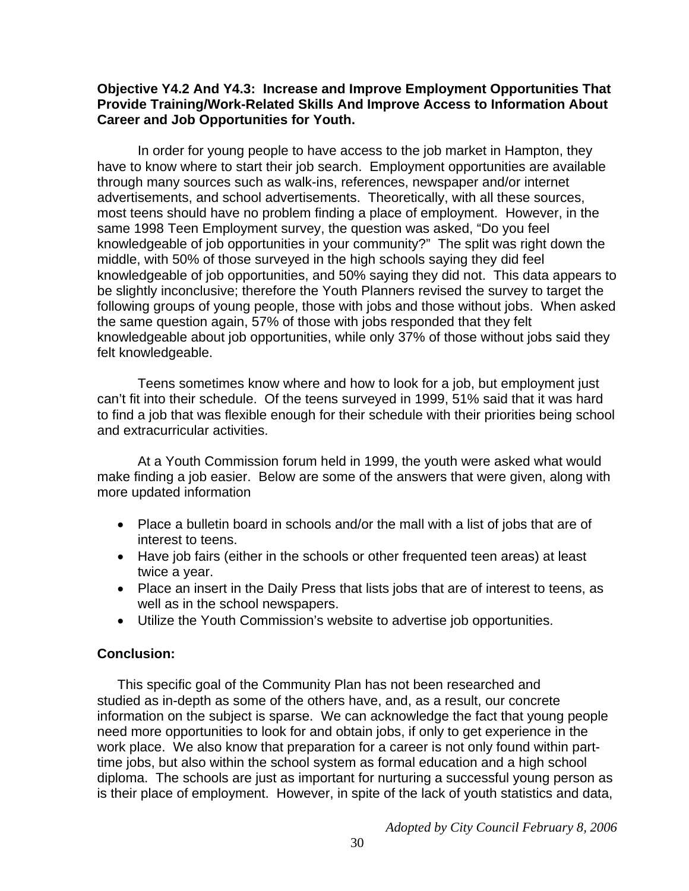### Objective Y4.2 And Y4.3: Increase and Improve Employment Opportunities That Provide Training/Work-Related Skills And Improve Access to Information About Career and Job Opportunities for Youth.

In order for young people to have access to the job market in Hampton, they have to know where to start their job search. Employment opportunities are available through many sources such as walk-ins, references, newspaper and/or internet advertisements, and school advertisements. Theoretically, with all these sources, most teens should have no problem finding a place of employment. However, in the same 1998 Teen Employment survey, the question was asked, "Do you feel knowledgeable of job opportunities in your community?" The split was right down the middle, with 50% of those surveyed in the high schools saying they did feel knowledgeable of job opportunities, and 50% saying they did not. This data appears to be slightly inconclusive; therefore the Youth Planners revised the survey to target the following groups of young people, those with jobs and those without jobs. When asked the same question again, 57% of those with jobs responded that they felt knowledgeable about job opportunities, while only 37% of those without jobs said they felt knowledgeable.

Teens sometimes know where and how to look for a job, but employment just can't fit into their schedule. Of the teens surveyed in 1999, 51% said that it was hard to find a job that was flexible enough for their schedule with their priorities being school and extracurricular activities.

At a Youth Commission forum held in 1999, the youth were asked what would make finding a job easier. Below are some of the answers that were given, along with more updated information

- Place a bulletin board in schools and/or the mall with a list of jobs that are of interest to teens.
- Have job fairs (either in the schools or other frequented teen areas) at least twice a year.
- Place an insert in the Daily Press that lists jobs that are of interest to teens, as well as in the school newspapers.
- Utilize the Youth Commission's website to advertise job opportunities.

### Conclusion:

This specific goal of the Community Plan has not been researched and studied as in-depth as some of the others have, and, as a result, our concrete information on the subject is sparse. We can acknowledge the fact that young people need more opportunities to look for and obtain jobs, if only to get experience in the work place. We also know that preparation for a career is not only found within part-time jobs, but also within the school system as formal education and a high school diploma. The schools are just as important for nurturing a successful young person as is their place of employment. However, in spite of the lack of youth statistics and data,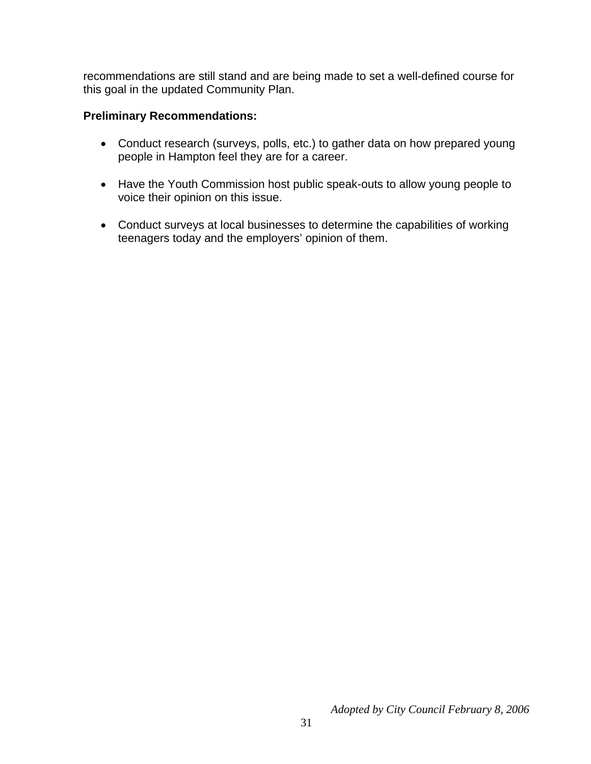recommendations are still stand and are being made to set a well-defined course for this goal in the updated Community Plan.

**Preliminary Recommendations:**

- Conduct research (surveys, polls, etc.) to gather data on how prepared young people in Hampton feel they are for a career.

- Have the Youth Commission host public speak-outs to allow young people to voice their opinion on this issue.

- Conduct surveys at local businesses to determine the capabilities of working teenagers today and the employers' opinion of them.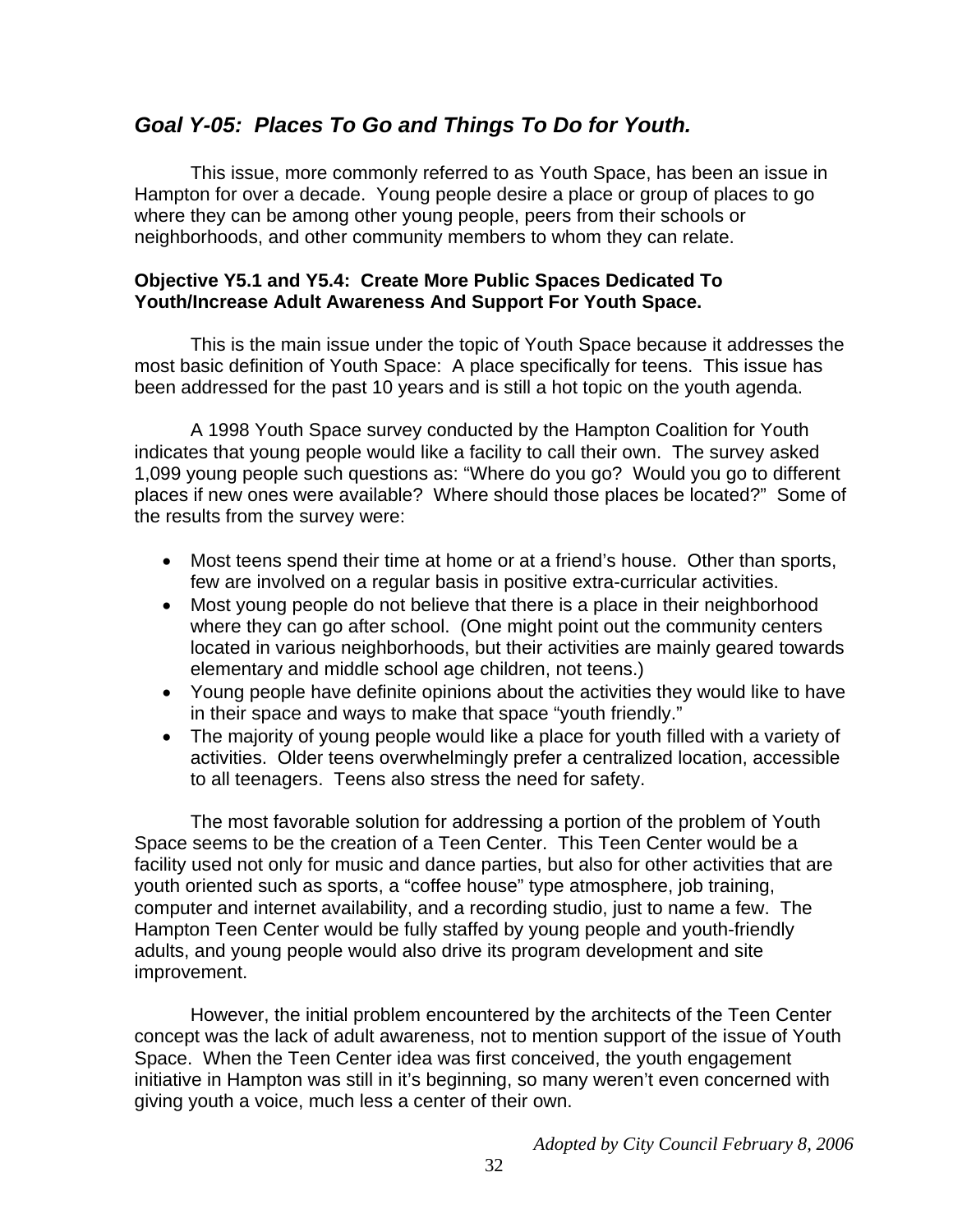## *Goal Y-05: Places To Go and Things To Do for Youth.*

This issue, more commonly referred to as Youth Space, has been an issue in Hampton for over a decade. Young people desire a place or group of places to go where they can be among other young people, peers from their schools or neighborhoods, and other community members to whom they can relate.

### Objective Y5.1 and Y5.4: Create More Public Spaces Dedicated To Youth/Increase Adult Awareness And Support For Youth Space.

This is the main issue under the topic of Youth Space because it addresses the most basic definition of Youth Space: A place specifically for teens. This issue has been addressed for the past 10 years and is still a hot topic on the youth agenda.

A 1998 Youth Space survey conducted by the Hampton Coalition for Youth indicates that young people would like a facility to call their own. The survey asked 1,099 young people such questions as: "Where do you go? Would you go to different places if new ones were available? Where should those places be located?" Some of the results from the survey were:

- Most teens spend their time at home or at a friend's house. Other than sports, few are involved on a regular basis in positive extra-curricular activities.
- Most young people do not believe that there is a place in their neighborhood where they can go after school. (One might point out the community centers located in various neighborhoods, but their activities are mainly geared towards elementary and middle school age children, not teens.)
- Young people have definite opinions about the activities they would like to have in their space and ways to make that space "youth friendly."
- The majority of young people would like a place for youth filled with a variety of activities. Older teens overwhelmingly prefer a centralized location, accessible to all teenagers. Teens also stress the need for safety.

The most favorable solution for addressing a portion of the problem of Youth Space seems to be the creation of a Teen Center. This Teen Center would be a facility used not only for music and dance parties, but also for other activities that are youth oriented such as sports, a "coffee house" type atmosphere, job training, computer and internet availability, and a recording studio, just to name a few. The Hampton Teen Center would be fully staffed by young people and youth-friendly adults, and young people would also drive its program development and site improvement.

However, the initial problem encountered by the architects of the Teen Center concept was the lack of adult awareness, not to mention support of the issue of Youth Space. When the Teen Center idea was first conceived, the youth engagement initiative in Hampton was still in it's beginning, so many weren't even concerned with giving youth a voice, much less a center of their own.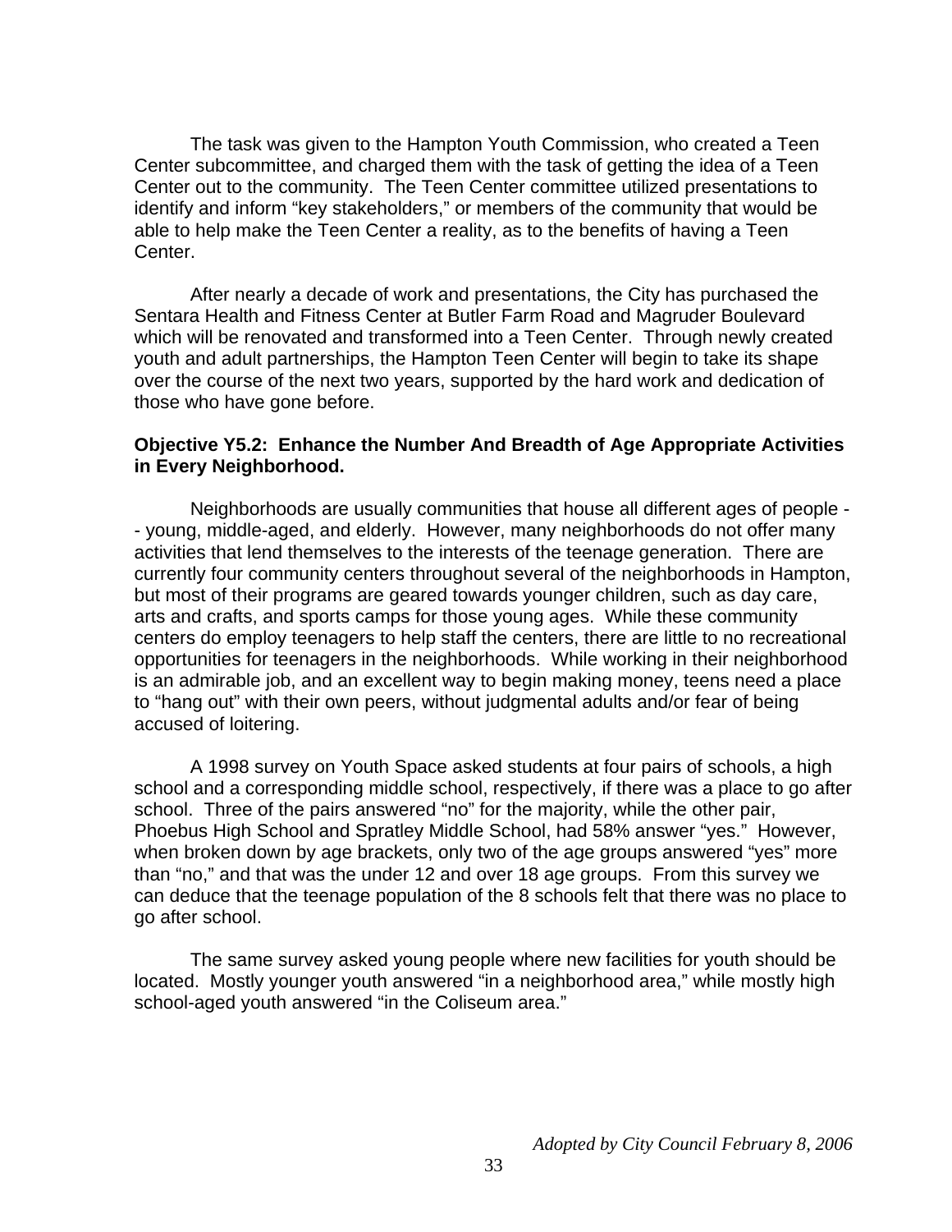The task was given to the Hampton Youth Commission, who created a Teen Center subcommittee, and charged them with the task of getting the idea of a Teen Center out to the community. The Teen Center committee utilized presentations to identify and inform "key stakeholders," or members of the community that would be able to help make the Teen Center a reality, as to the benefits of having a Teen Center.

After nearly a decade of work and presentations, the City has purchased the Sentara Health and Fitness Center at Butler Farm Road and Magruder Boulevard which will be renovated and transformed into a Teen Center. Through newly created youth and adult partnerships, the Hampton Teen Center will begin to take its shape over the course of the next two years, supported by the hard work and dedication of those who have gone before.

**Objective Y5.2: Enhance the Number And Breadth of Age Appropriate Activities in Every Neighborhood.**

Neighborhoods are usually communities that house all different ages of people -- young, middle-aged, and elderly. However, many neighborhoods do not offer many activities that lend themselves to the interests of the teenage generation. There are currently four community centers throughout several of the neighborhoods in Hampton, but most of their programs are geared towards younger children, such as day care, arts and crafts, and sports camps for those young ages. While these community centers do employ teenagers to help staff the centers, there are little to no recreational opportunities for teenagers in the neighborhoods. While working in their neighborhood is an admirable job, and an excellent way to begin making money, teens need a place to "hang out" with their own peers, without judgmental adults and/or fear of being accused of loitering.

A 1998 survey on Youth Space asked students at four pairs of schools, a high school and a corresponding middle school, respectively, if there was a place to go after school. Three of the pairs answered "no" for the majority, while the other pair, Phoebus High School and Spratley Middle School, had 58% answer "yes." However, when broken down by age brackets, only two of the age groups answered "yes" more than "no," and that was the under 12 and over 18 age groups. From this survey we can deduce that the teenage population of the 8 schools felt that there was no place to go after school.

The same survey asked young people where new facilities for youth should be located. Mostly younger youth answered "in a neighborhood area," while mostly high school-aged youth answered "in the Coliseum area."

*Adopted by City Council February 8, 2006*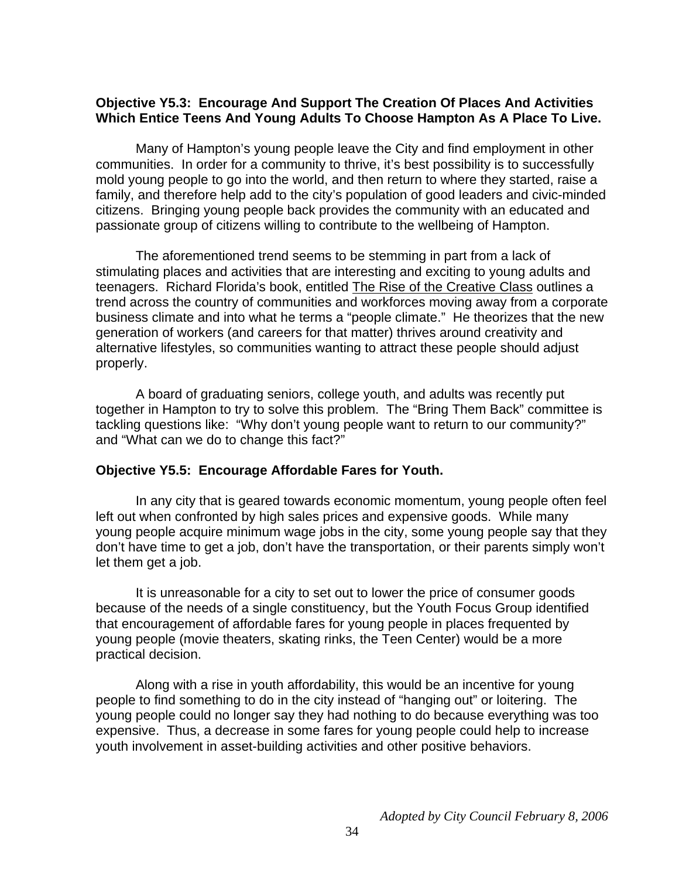**Objective Y5.3: Encourage And Support The Creation Of Places And Activities Which Entice Teens And Young Adults To Choose Hampton As A Place To Live.**

Many of Hampton's young people leave the City and find employment in other communities. In order for a community to thrive, it's best possibility is to successfully mold young people to go into the world, and then return to where they started, raise a family, and therefore help add to the city's population of good leaders and civic-minded citizens. Bringing young people back provides the community with an educated and passionate group of citizens willing to contribute to the wellbeing of Hampton.

The aforementioned trend seems to be stemming in part from a lack of stimulating places and activities that are interesting and exciting to young adults and teenagers. Richard Florida's book, entitled The Rise of the Creative Class outlines a trend across the country of communities and workforces moving away from a corporate business climate and into what he terms a "people climate." He theorizes that the new generation of workers (and careers for that matter) thrives around creativity and alternative lifestyles, so communities wanting to attract these people should adjust properly.

A board of graduating seniors, college youth, and adults was recently put together in Hampton to try to solve this problem. The "Bring Them Back" committee is tackling questions like: "Why don't young people want to return to our community?" and "What can we do to change this fact?"

**Objective Y5.5: Encourage Affordable Fares for Youth.**

In any city that is geared towards economic momentum, young people often feel left out when confronted by high sales prices and expensive goods. While many young people acquire minimum wage jobs in the city, some young people say that they don't have time to get a job, don't have the transportation, or their parents simply won't let them get a job.

It is unreasonable for a city to set out to lower the price of consumer goods because of the needs of a single constituency, but the Youth Focus Group identified that encouragement of affordable fares for young people in places frequented by young people (movie theaters, skating rinks, the Teen Center) would be a more practical decision.

Along with a rise in youth affordability, this would be an incentive for young people to find something to do in the city instead of "hanging out" or loitering. The young people could no longer say they had nothing to do because everything was too expensive. Thus, a decrease in some fares for young people could help to increase youth involvement in asset-building activities and other positive behaviors.

*Adopted by City Council February 8, 2006*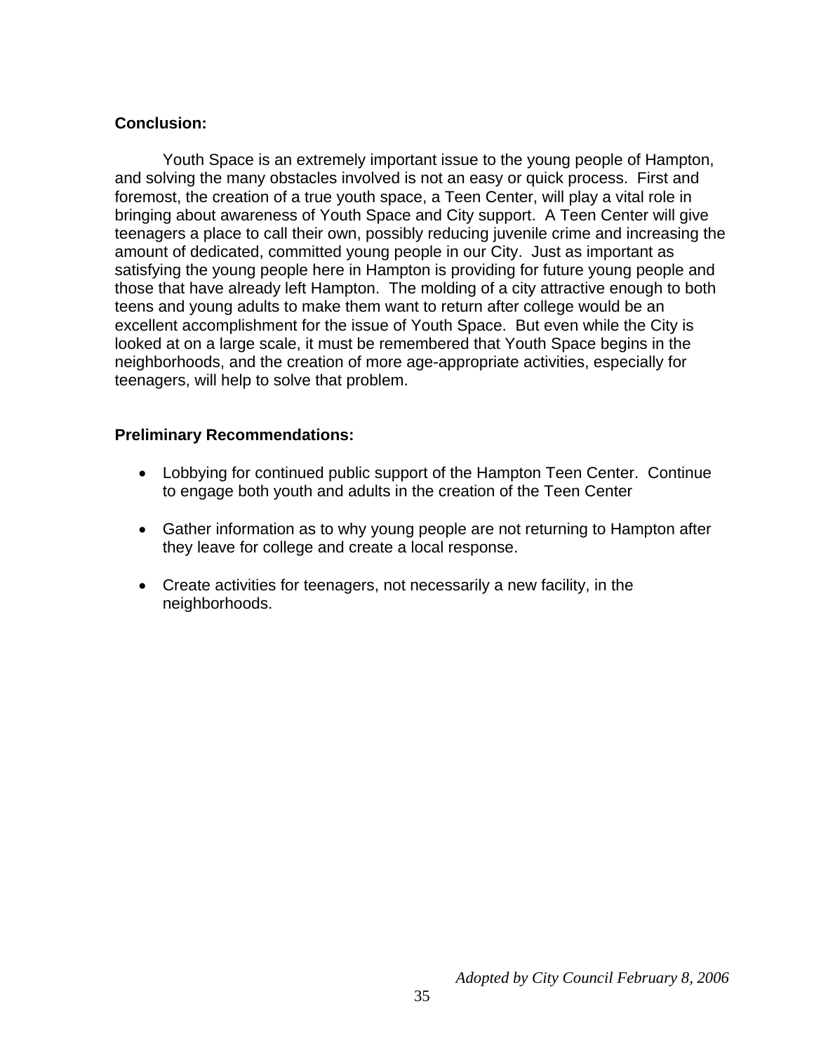**Conclusion:**

Youth Space is an extremely important issue to the young people of Hampton, and solving the many obstacles involved is not an easy or quick process. First and foremost, the creation of a true youth space, a Teen Center, will play a vital role in bringing about awareness of Youth Space and City support. A Teen Center will give teenagers a place to call their own, possibly reducing juvenile crime and increasing the amount of dedicated, committed young people in our City. Just as important as satisfying the young people here in Hampton is providing for future young people and those that have already left Hampton. The molding of a city attractive enough to both teens and young adults to make them want to return after college would be an excellent accomplishment for the issue of Youth Space. But even while the City is looked at on a large scale, it must be remembered that Youth Space begins in the neighborhoods, and the creation of more age-appropriate activities, especially for teenagers, will help to solve that problem.

**Preliminary Recommendations:**

- Lobbying for continued public support of the Hampton Teen Center. Continue to engage both youth and adults in the creation of the Teen Center
- Gather information as to why young people are not returning to Hampton after they leave for college and create a local response.
- Create activities for teenagers, not necessarily a new facility, in the neighborhoods.

*Adopted by City Council February 8, 2006*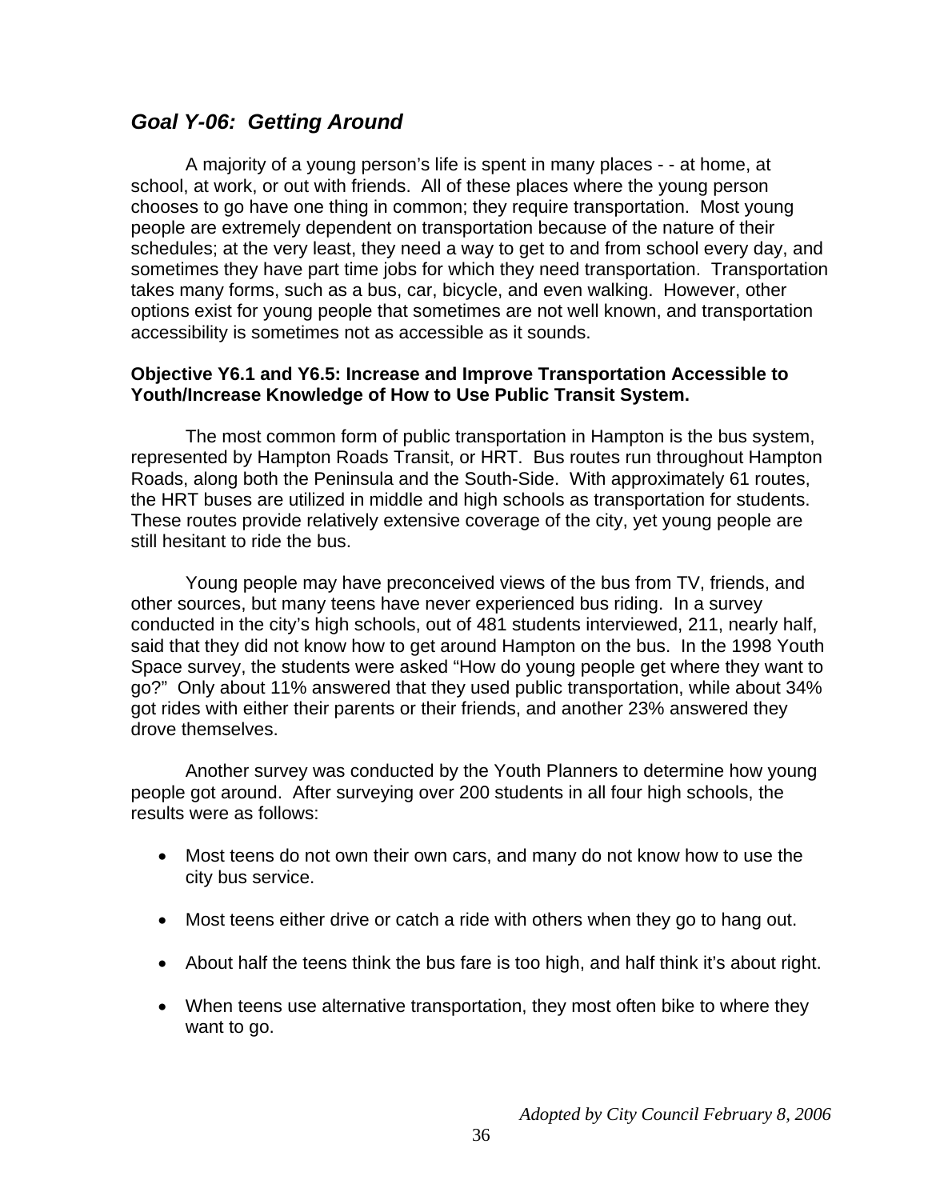## *Goal Y-06: Getting Around*

A majority of a young person's life is spent in many places - - at home, at school, at work, or out with friends. All of these places where the young person chooses to go have one thing in common; they require transportation. Most young people are extremely dependent on transportation because of the nature of their schedules; at the very least, they need a way to get to and from school every day, and sometimes they have part time jobs for which they need transportation. Transportation takes many forms, such as a bus, car, bicycle, and even walking. However, other options exist for young people that sometimes are not well known, and transportation accessibility is sometimes not as accessible as it sounds.

**Objective Y6.1 and Y6.5: Increase and Improve Transportation Accessible to Youth/Increase Knowledge of How to Use Public Transit System.**

The most common form of public transportation in Hampton is the bus system, represented by Hampton Roads Transit, or HRT. Bus routes run throughout Hampton Roads, along both the Peninsula and the South-Side. With approximately 61 routes, the HRT buses are utilized in middle and high schools as transportation for students. These routes provide relatively extensive coverage of the city, yet young people are still hesitant to ride the bus.

Young people may have preconceived views of the bus from TV, friends, and other sources, but many teens have never experienced bus riding. In a survey conducted in the city's high schools, out of 481 students interviewed, 211, nearly half, said that they did not know how to get around Hampton on the bus. In the 1998 Youth Space survey, the students were asked "How do young people get where they want to go?" Only about 11% answered that they used public transportation, while about 34% got rides with either their parents or their friends, and another 23% answered they drove themselves.

Another survey was conducted by the Youth Planners to determine how young people got around. After surveying over 200 students in all four high schools, the results were as follows:

- Most teens do not own their own cars, and many do not know how to use the city bus service.
- Most teens either drive or catch a ride with others when they go to hang out.
- About half the teens think the bus fare is too high, and half think it's about right.
- When teens use alternative transportation, they most often bike to where they want to go.

*Adopted by City Council February 8, 2006*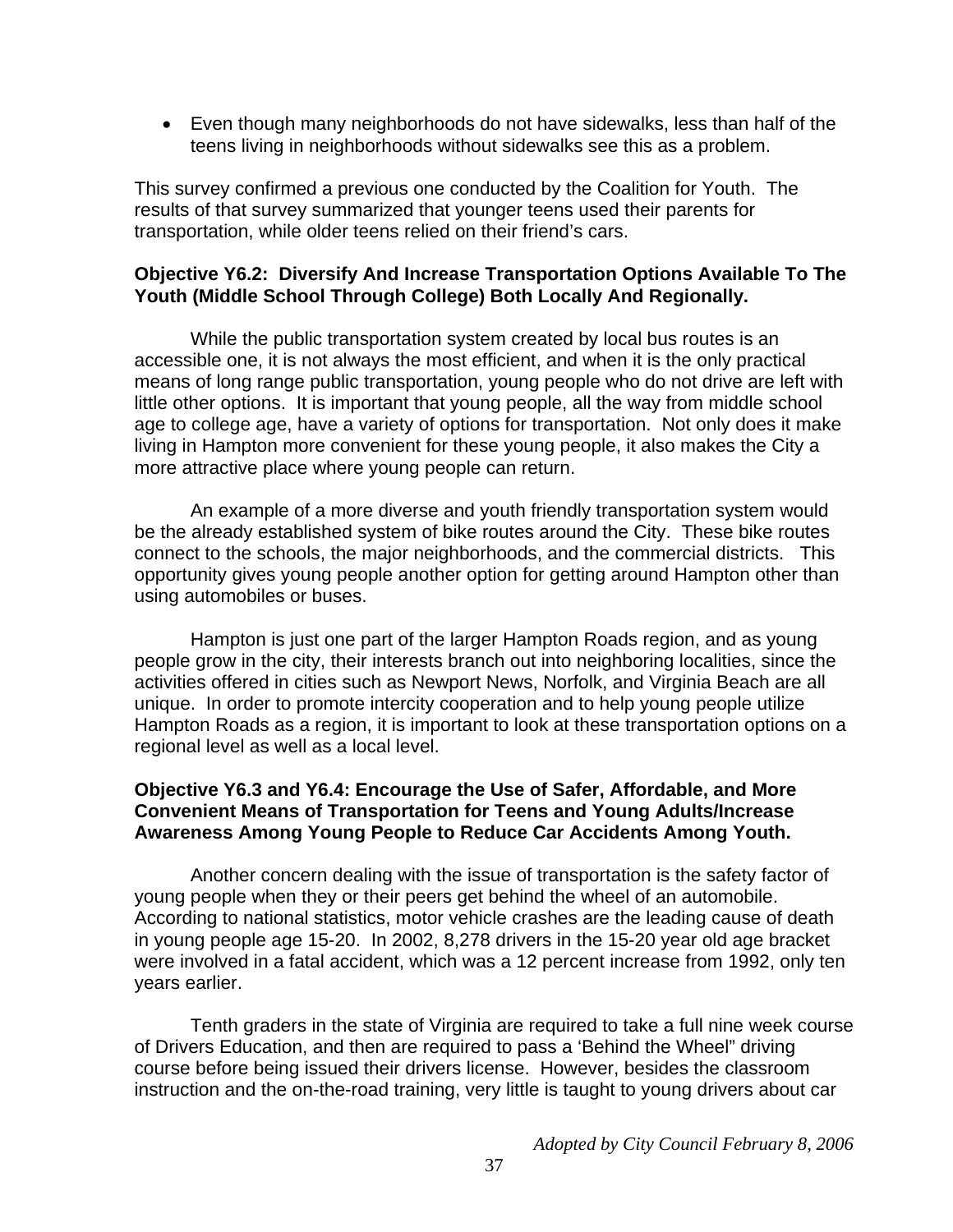- Even though many neighborhoods do not have sidewalks, less than half of the teens living in neighborhoods without sidewalks see this as a problem.

This survey confirmed a previous one conducted by the Coalition for Youth. The results of that survey summarized that younger teens used their parents for transportation, while older teens relied on their friend's cars.

**Objective Y6.2: Diversify And Increase Transportation Options Available To The Youth (Middle School Through College) Both Locally And Regionally.**

While the public transportation system created by local bus routes is an accessible one, it is not always the most efficient, and when it is the only practical means of long range public transportation, young people who do not drive are left with little other options. It is important that young people, all the way from middle school age to college age, have a variety of options for transportation. Not only does it make living in Hampton more convenient for these young people, it also makes the City a more attractive place where young people can return.

An example of a more diverse and youth friendly transportation system would be the already established system of bike routes around the City. These bike routes connect to the schools, the major neighborhoods, and the commercial districts. This opportunity gives young people another option for getting around Hampton other than using automobiles or buses.

Hampton is just one part of the larger Hampton Roads region, and as young people grow in the city, their interests branch out into neighboring localities, since the activities offered in cities such as Newport News, Norfolk, and Virginia Beach are all unique. In order to promote intercity cooperation and to help young people utilize Hampton Roads as a region, it is important to look at these transportation options on a regional level as well as a local level.

**Objective Y6.3 and Y6.4: Encourage the Use of Safer, Affordable, and More Convenient Means of Transportation for Teens and Young Adults/Increase Awareness Among Young People to Reduce Car Accidents Among Youth.**

Another concern dealing with the issue of transportation is the safety factor of young people when they or their peers get behind the wheel of an automobile. According to national statistics, motor vehicle crashes are the leading cause of death in young people age 15-20. In 2002, 8,278 drivers in the 15-20 year old age bracket were involved in a fatal accident, which was a 12 percent increase from 1992, only ten years earlier.

Tenth graders in the state of Virginia are required to take a full nine week course of Drivers Education, and then are required to pass a 'Behind the Wheel" driving course before being issued their drivers license. However, besides the classroom instruction and the on-the-road training, very little is taught to young drivers about car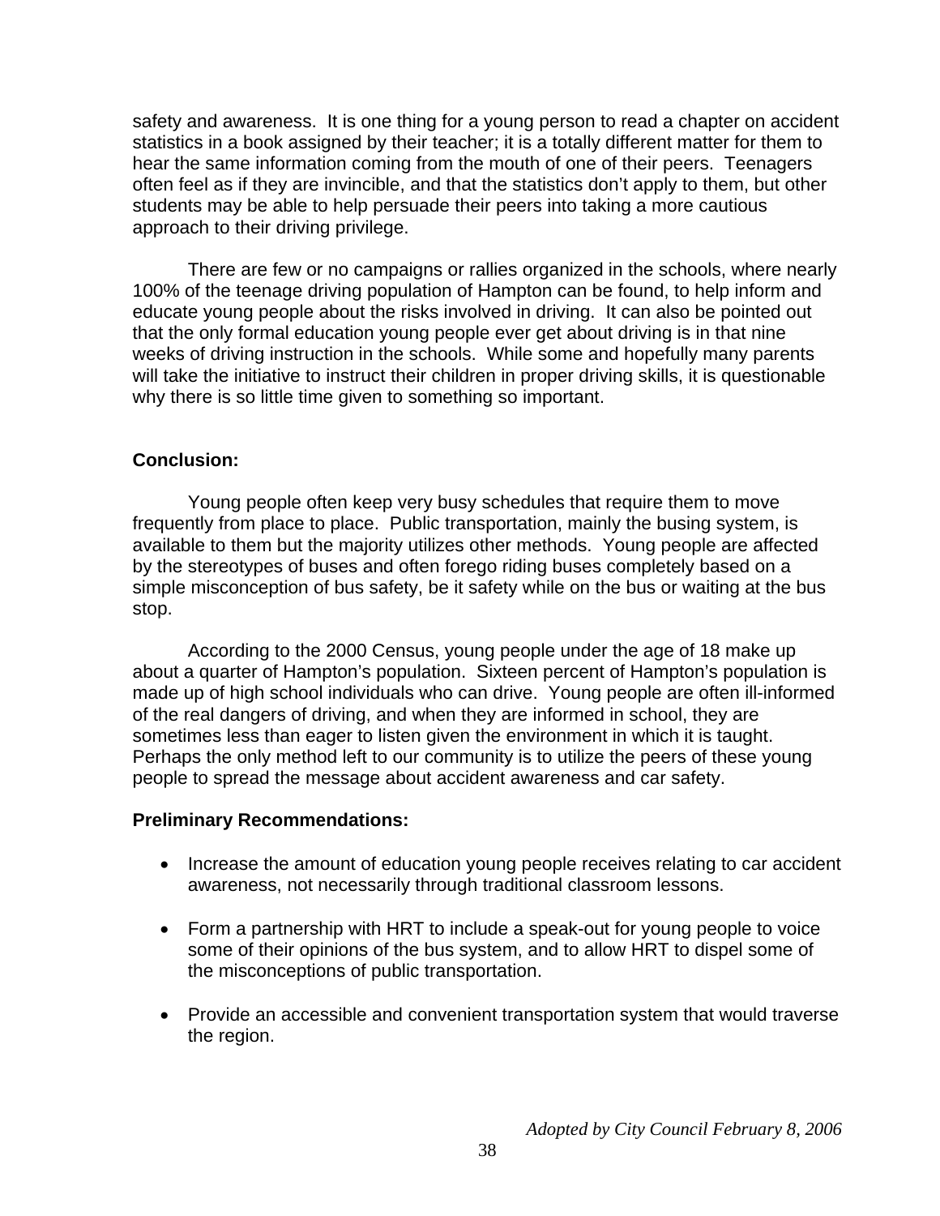safety and awareness. It is one thing for a young person to read a chapter on accident statistics in a book assigned by their teacher; it is a totally different matter for them to hear the same information coming from the mouth of one of their peers. Teenagers often feel as if they are invincible, and that the statistics don't apply to them, but other students may be able to help persuade their peers into taking a more cautious approach to their driving privilege.

There are few or no campaigns or rallies organized in the schools, where nearly 100% of the teenage driving population of Hampton can be found, to help inform and educate young people about the risks involved in driving. It can also be pointed out that the only formal education young people ever get about driving is in that nine weeks of driving instruction in the schools. While some and hopefully many parents will take the initiative to instruct their children in proper driving skills, it is questionable why there is so little time given to something so important.

**Conclusion:**

Young people often keep very busy schedules that require them to move frequently from place to place. Public transportation, mainly the busing system, is available to them but the majority utilizes other methods. Young people are affected by the stereotypes of buses and often forego riding buses completely based on a simple misconception of bus safety, be it safety while on the bus or waiting at the bus stop.

According to the 2000 Census, young people under the age of 18 make up about a quarter of Hampton's population. Sixteen percent of Hampton's population is made up of high school individuals who can drive. Young people are often ill-informed of the real dangers of driving, and when they are informed in school, they are sometimes less than eager to listen given the environment in which it is taught. Perhaps the only method left to our community is to utilize the peers of these young people to spread the message about accident awareness and car safety.

**Preliminary Recommendations:**

- Increase the amount of education young people receives relating to car accident awareness, not necessarily through traditional classroom lessons.
- Form a partnership with HRT to include a speak-out for young people to voice some of their opinions of the bus system, and to allow HRT to dispel some of the misconceptions of public transportation.
- Provide an accessible and convenient transportation system that would traverse the region.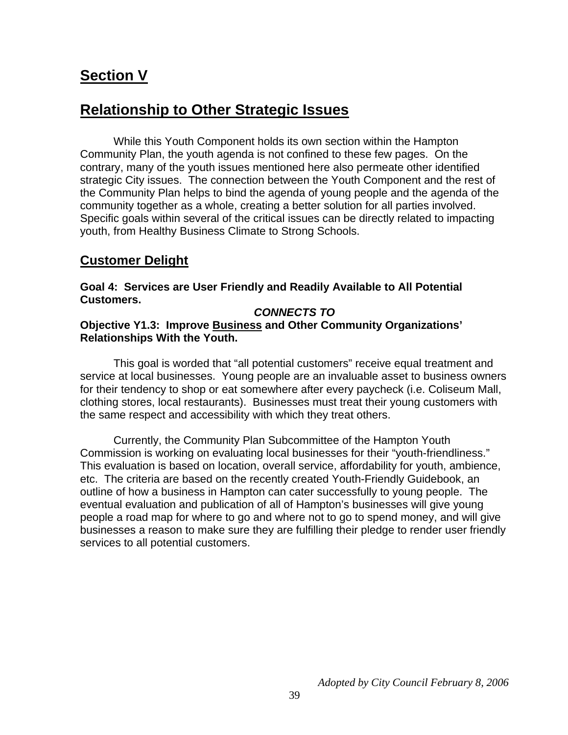# Section V

# Relationship to Other Strategic Issues

While this Youth Component holds its own section within the Hampton Community Plan, the youth agenda is not confined to these few pages. On the contrary, many of the youth issues mentioned here also permeate other identified strategic City issues. The connection between the Youth Component and the rest of the Community Plan helps to bind the agenda of young people and the agenda of the community together as a whole, creating a better solution for all parties involved. Specific goals within several of the critical issues can be directly related to impacting youth, from Healthy Business Climate to Strong Schools.

## Customer Delight

**Goal 4: Services are User Friendly and Readily Available to All Potential Customers.**

***CONNECTS TO***

**Objective Y1.3: Improve Business and Other Community Organizations' Relationships With the Youth.**

This goal is worded that "all potential customers" receive equal treatment and service at local businesses. Young people are an invaluable asset to business owners for their tendency to shop or eat somewhere after every paycheck (i.e. Coliseum Mall, clothing stores, local restaurants). Businesses must treat their young customers with the same respect and accessibility with which they treat others.

Currently, the Community Plan Subcommittee of the Hampton Youth Commission is working on evaluating local businesses for their "youth-friendliness." This evaluation is based on location, overall service, affordability for youth, ambience, etc. The criteria are based on the recently created Youth-Friendly Guidebook, an outline of how a business in Hampton can cater successfully to young people. The eventual evaluation and publication of all of Hampton's businesses will give young people a road map for where to go and where not to go to spend money, and will give businesses a reason to make sure they are fulfilling their pledge to render user friendly services to all potential customers.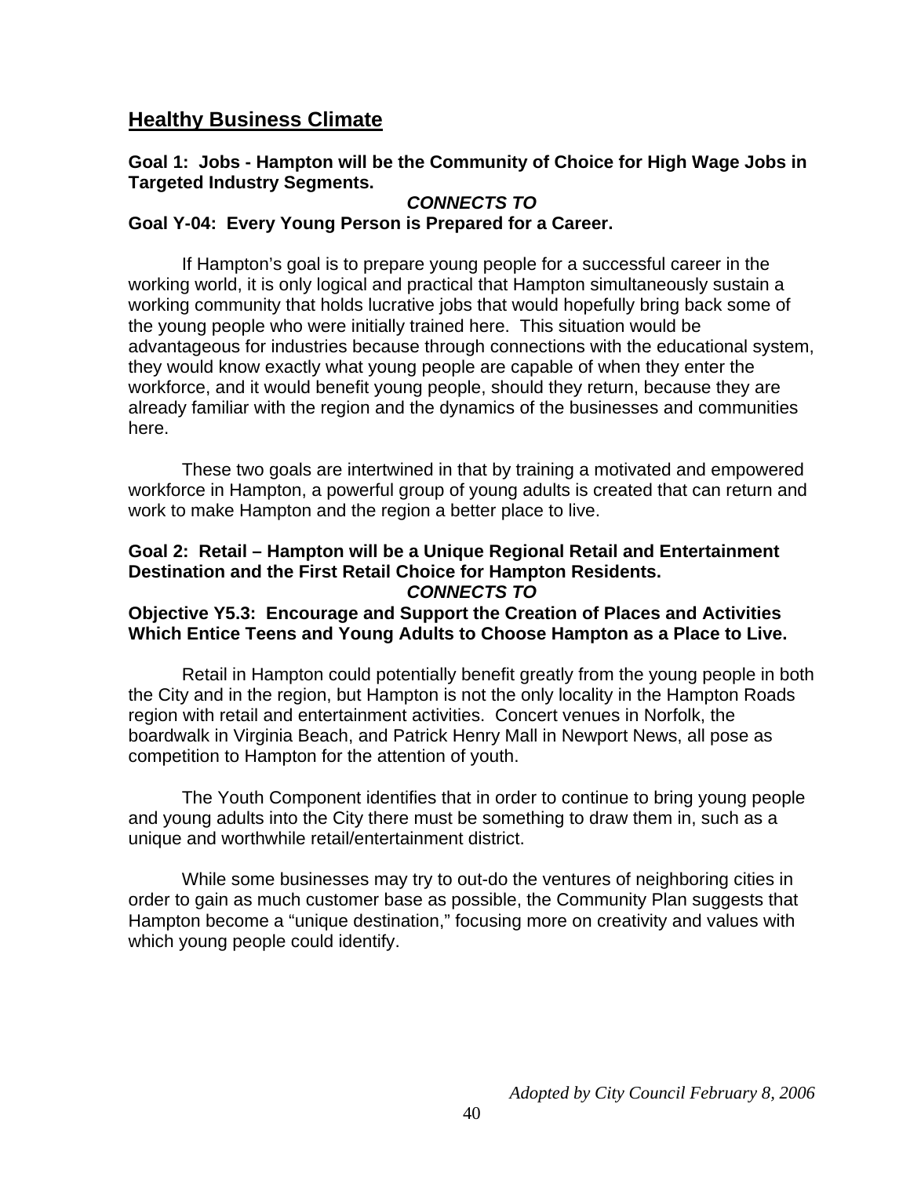## Healthy Business Climate

**Goal 1: Jobs - Hampton will be the Community of Choice for High Wage Jobs in Targeted Industry Segments.**

***CONNECTS TO***

**Goal Y-04: Every Young Person is Prepared for a Career.**

If Hampton's goal is to prepare young people for a successful career in the working world, it is only logical and practical that Hampton simultaneously sustain a working community that holds lucrative jobs that would hopefully bring back some of the young people who were initially trained here. This situation would be advantageous for industries because through connections with the educational system, they would know exactly what young people are capable of when they enter the workforce, and it would benefit young people, should they return, because they are already familiar with the region and the dynamics of the businesses and communities here.

These two goals are intertwined in that by training a motivated and empowered workforce in Hampton, a powerful group of young adults is created that can return and work to make Hampton and the region a better place to live.

**Goal 2: Retail – Hampton will be a Unique Regional Retail and Entertainment Destination and the First Retail Choice for Hampton Residents.**

***CONNECTS TO***

**Objective Y5.3: Encourage and Support the Creation of Places and Activities Which Entice Teens and Young Adults to Choose Hampton as a Place to Live.**

Retail in Hampton could potentially benefit greatly from the young people in both the City and in the region, but Hampton is not the only locality in the Hampton Roads region with retail and entertainment activities. Concert venues in Norfolk, the boardwalk in Virginia Beach, and Patrick Henry Mall in Newport News, all pose as competition to Hampton for the attention of youth.

The Youth Component identifies that in order to continue to bring young people and young adults into the City there must be something to draw them in, such as a unique and worthwhile retail/entertainment district.

While some businesses may try to out-do the ventures of neighboring cities in order to gain as much customer base as possible, the Community Plan suggests that Hampton become a "unique destination," focusing more on creativity and values with which young people could identify.

*Adopted by City Council February 8, 2006*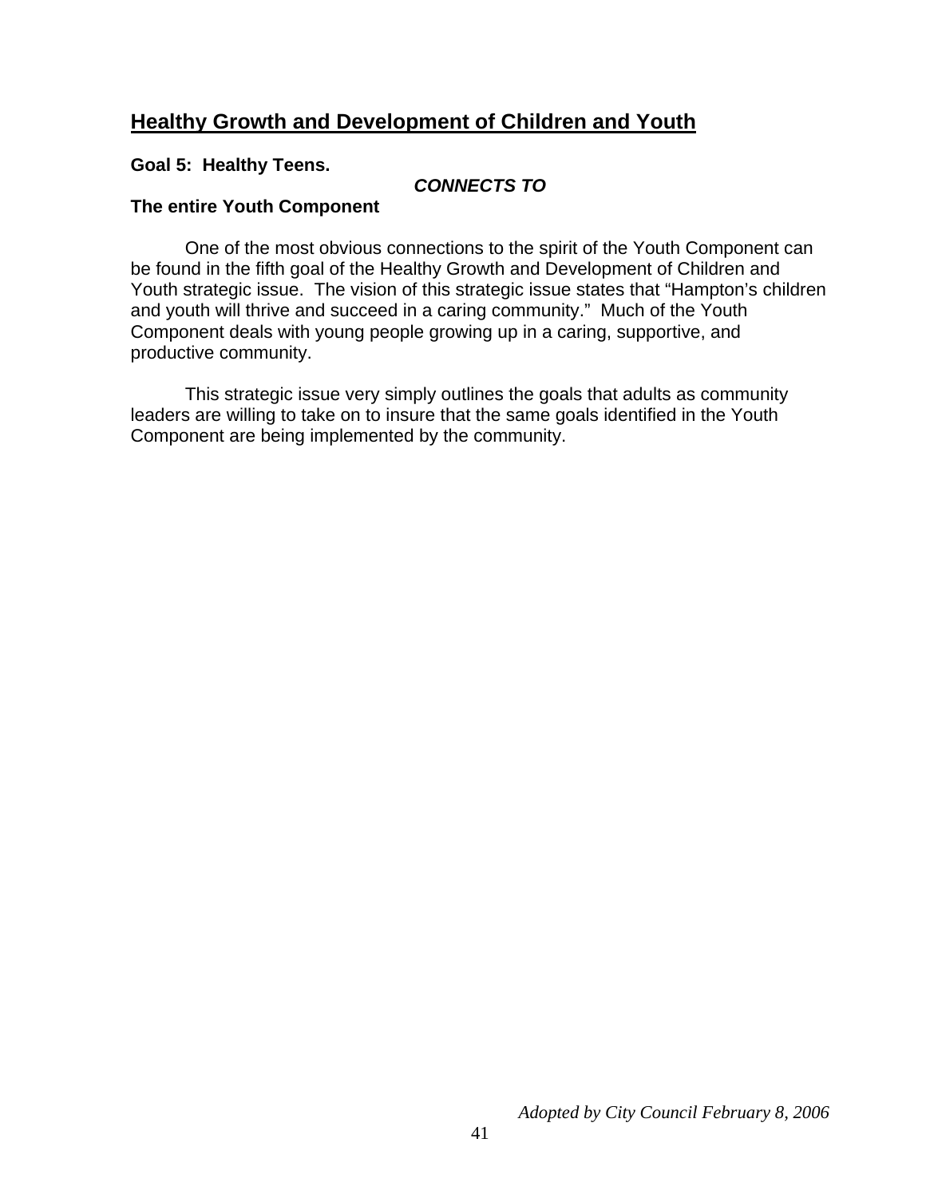## Healthy Growth and Development of Children and Youth

**Goal 5: Healthy Teens.**

***CONNECTS TO***

**The entire Youth Component**

One of the most obvious connections to the spirit of the Youth Component can be found in the fifth goal of the Healthy Growth and Development of Children and Youth strategic issue. The vision of this strategic issue states that "Hampton's children and youth will thrive and succeed in a caring community." Much of the Youth Component deals with young people growing up in a caring, supportive, and productive community.

This strategic issue very simply outlines the goals that adults as community leaders are willing to take on to insure that the same goals identified in the Youth Component are being implemented by the community.

*Adopted by City Council February 8, 2006*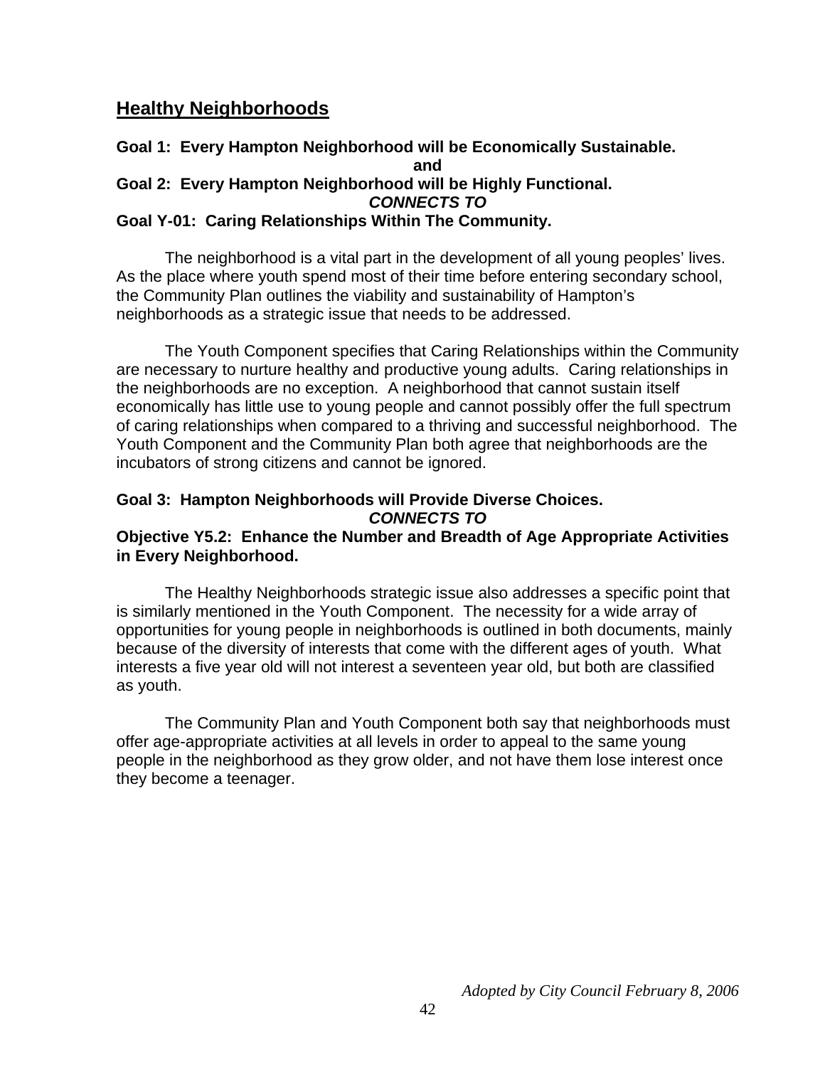## Healthy Neighborhoods

**Goal 1: Every Hampton Neighborhood will be Economically Sustainable.**

**and**

**Goal 2: Every Hampton Neighborhood will be Highly Functional.**

***CONNECTS TO***

**Goal Y-01: Caring Relationships Within The Community.**

The neighborhood is a vital part in the development of all young peoples' lives. As the place where youth spend most of their time before entering secondary school, the Community Plan outlines the viability and sustainability of Hampton's neighborhoods as a strategic issue that needs to be addressed.

The Youth Component specifies that Caring Relationships within the Community are necessary to nurture healthy and productive young adults. Caring relationships in the neighborhoods are no exception. A neighborhood that cannot sustain itself economically has little use to young people and cannot possibly offer the full spectrum of caring relationships when compared to a thriving and successful neighborhood. The Youth Component and the Community Plan both agree that neighborhoods are the incubators of strong citizens and cannot be ignored.

**Goal 3: Hampton Neighborhoods will Provide Diverse Choices.**

***CONNECTS TO***

**Objective Y5.2: Enhance the Number and Breadth of Age Appropriate Activities in Every Neighborhood.**

The Healthy Neighborhoods strategic issue also addresses a specific point that is similarly mentioned in the Youth Component. The necessity for a wide array of opportunities for young people in neighborhoods is outlined in both documents, mainly because of the diversity of interests that come with the different ages of youth. What interests a five year old will not interest a seventeen year old, but both are classified as youth.

The Community Plan and Youth Component both say that neighborhoods must offer age-appropriate activities at all levels in order to appeal to the same young people in the neighborhood as they grow older, and not have them lose interest once they become a teenager.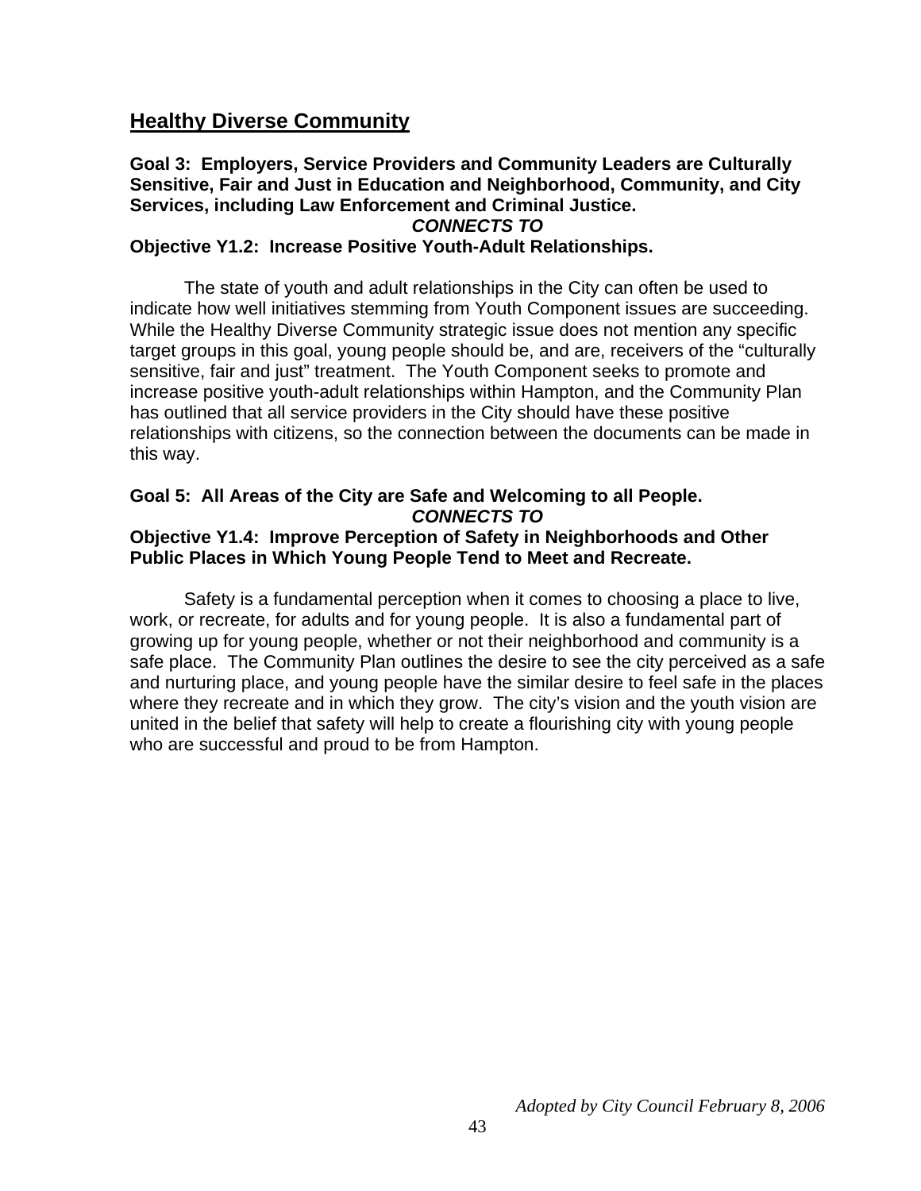## Healthy Diverse Community

**Goal 3: Employers, Service Providers and Community Leaders are Culturally Sensitive, Fair and Just in Education and Neighborhood, Community, and City Services, including Law Enforcement and Criminal Justice.**

***CONNECTS TO***

**Objective Y1.2: Increase Positive Youth-Adult Relationships.**

The state of youth and adult relationships in the City can often be used to indicate how well initiatives stemming from Youth Component issues are succeeding. While the Healthy Diverse Community strategic issue does not mention any specific target groups in this goal, young people should be, and are, receivers of the "culturally sensitive, fair and just" treatment. The Youth Component seeks to promote and increase positive youth-adult relationships within Hampton, and the Community Plan has outlined that all service providers in the City should have these positive relationships with citizens, so the connection between the documents can be made in this way.

**Goal 5: All Areas of the City are Safe and Welcoming to all People.**

***CONNECTS TO***

**Objective Y1.4: Improve Perception of Safety in Neighborhoods and Other Public Places in Which Young People Tend to Meet and Recreate.**

Safety is a fundamental perception when it comes to choosing a place to live, work, or recreate, for adults and for young people. It is also a fundamental part of growing up for young people, whether or not their neighborhood and community is a safe place. The Community Plan outlines the desire to see the city perceived as a safe and nurturing place, and young people have the similar desire to feel safe in the places where they recreate and in which they grow. The city's vision and the youth vision are united in the belief that safety will help to create a flourishing city with young people who are successful and proud to be from Hampton.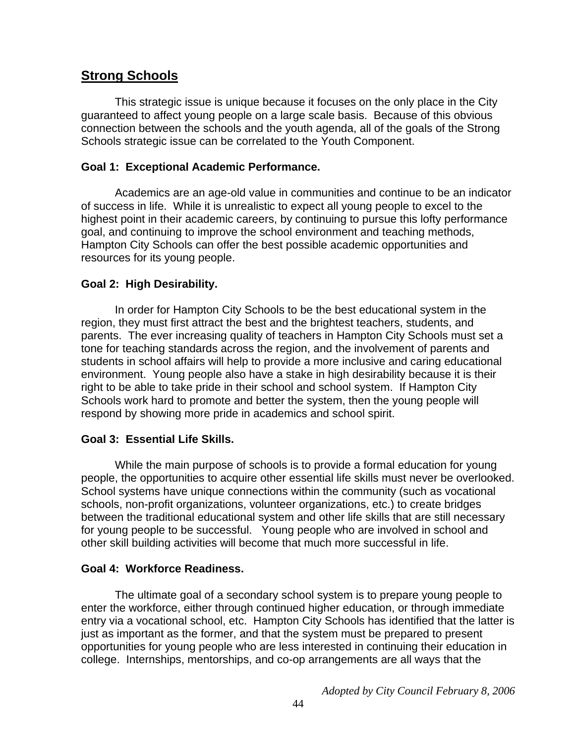## Strong Schools

This strategic issue is unique because it focuses on the only place in the City guaranteed to affect young people on a large scale basis. Because of this obvious connection between the schools and the youth agenda, all of the goals of the Strong Schools strategic issue can be correlated to the Youth Component.

**Goal 1: Exceptional Academic Performance.**

Academics are an age-old value in communities and continue to be an indicator of success in life. While it is unrealistic to expect all young people to excel to the highest point in their academic careers, by continuing to pursue this lofty performance goal, and continuing to improve the school environment and teaching methods, Hampton City Schools can offer the best possible academic opportunities and resources for its young people.

**Goal 2: High Desirability.**

In order for Hampton City Schools to be the best educational system in the region, they must first attract the best and the brightest teachers, students, and parents. The ever increasing quality of teachers in Hampton City Schools must set a tone for teaching standards across the region, and the involvement of parents and students in school affairs will help to provide a more inclusive and caring educational environment. Young people also have a stake in high desirability because it is their right to be able to take pride in their school and school system. If Hampton City Schools work hard to promote and better the system, then the young people will respond by showing more pride in academics and school spirit.

**Goal 3: Essential Life Skills.**

While the main purpose of schools is to provide a formal education for young people, the opportunities to acquire other essential life skills must never be overlooked. School systems have unique connections within the community (such as vocational schools, non-profit organizations, volunteer organizations, etc.) to create bridges between the traditional educational system and other life skills that are still necessary for young people to be successful. Young people who are involved in school and other skill building activities will become that much more successful in life.

**Goal 4: Workforce Readiness.**

The ultimate goal of a secondary school system is to prepare young people to enter the workforce, either through continued higher education, or through immediate entry via a vocational school, etc. Hampton City Schools has identified that the latter is just as important as the former, and that the system must be prepared to present opportunities for young people who are less interested in continuing their education in college. Internships, mentorships, and co-op arrangements are all ways that the

*Adopted by City Council February 8, 2006*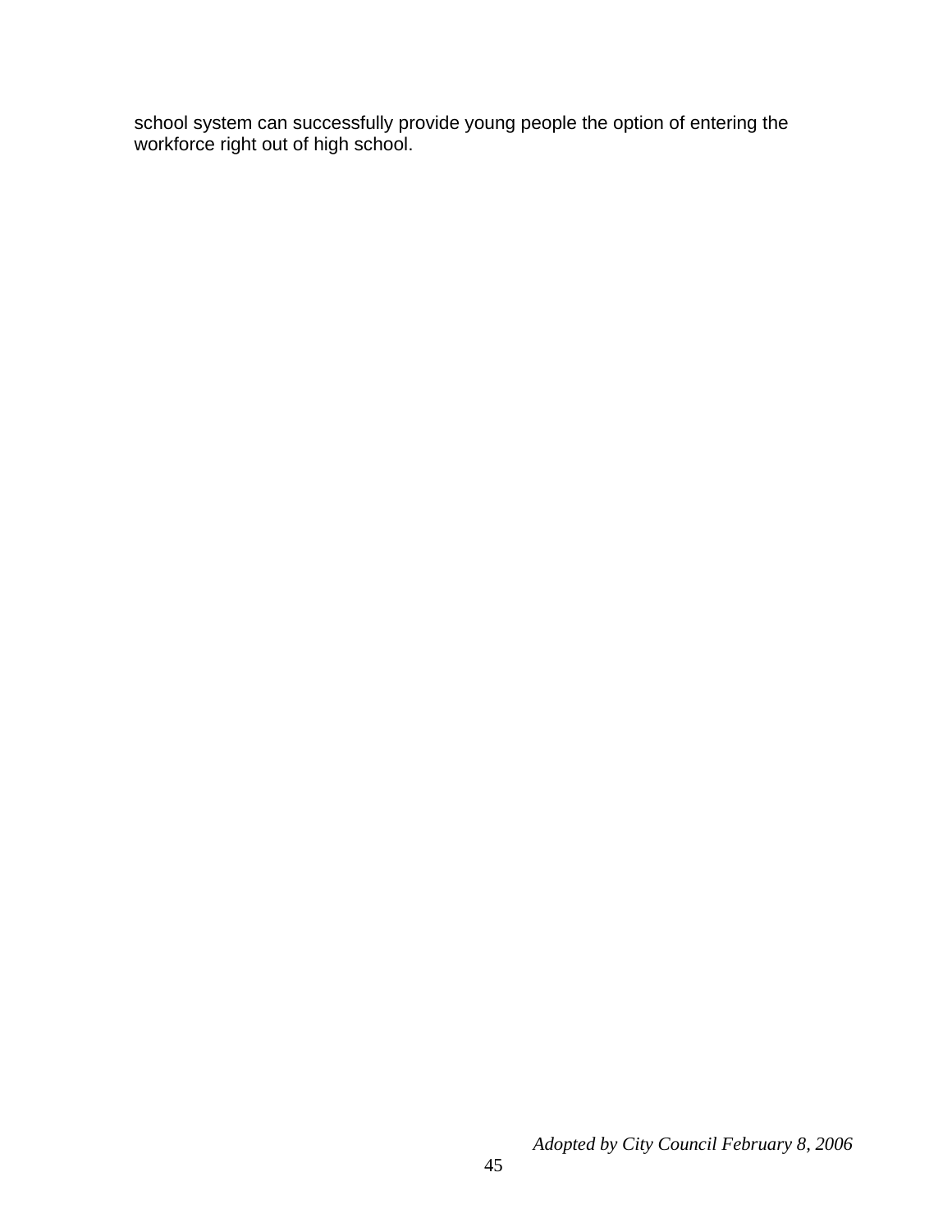school system can successfully provide young people the option of entering the workforce right out of high school.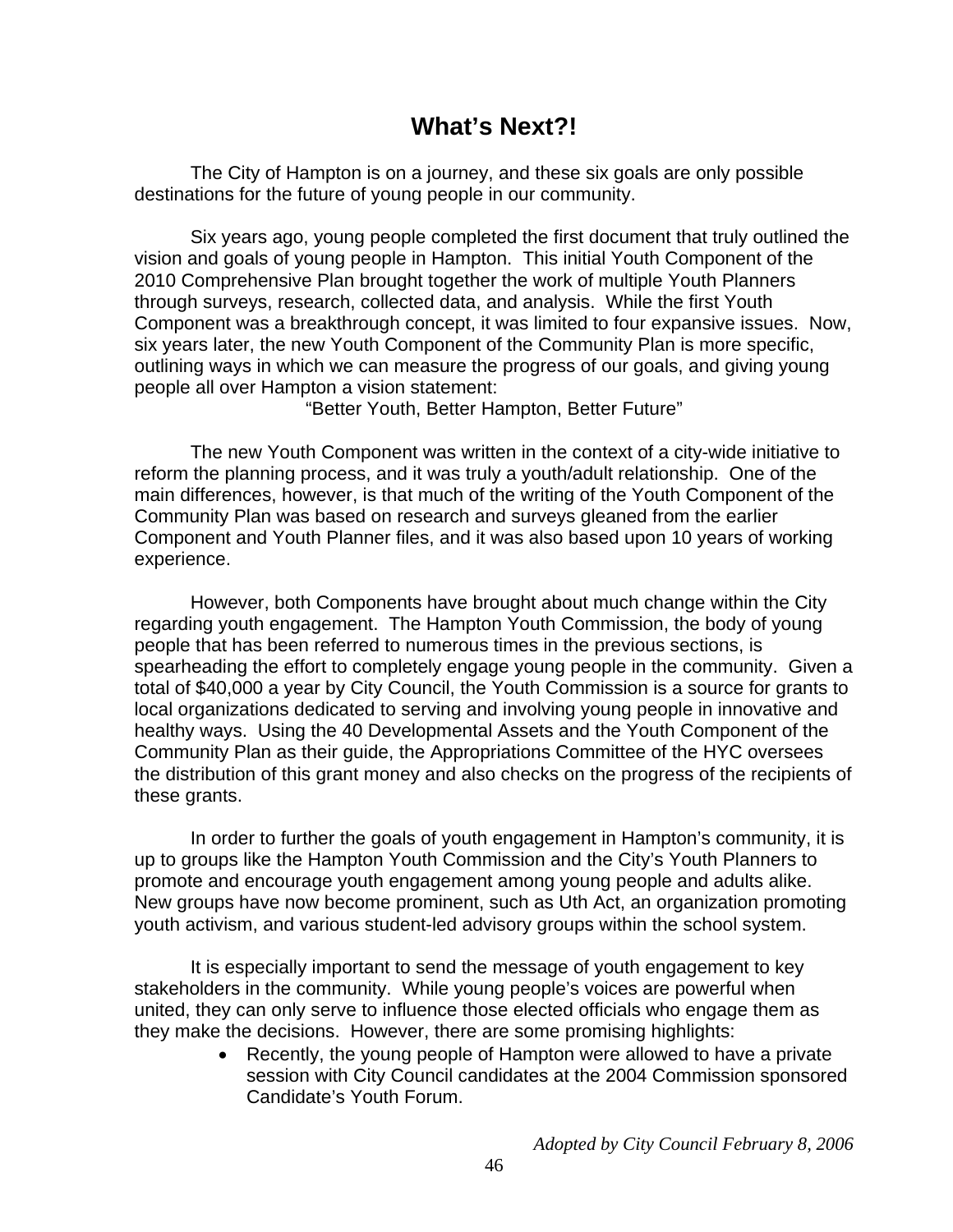# What's Next?!

The City of Hampton is on a journey, and these six goals are only possible destinations for the future of young people in our community.

Six years ago, young people completed the first document that truly outlined the vision and goals of young people in Hampton. This initial Youth Component of the 2010 Comprehensive Plan brought together the work of multiple Youth Planners through surveys, research, collected data, and analysis. While the first Youth Component was a breakthrough concept, it was limited to four expansive issues. Now, six years later, the new Youth Component of the Community Plan is more specific, outlining ways in which we can measure the progress of our goals, and giving young people all over Hampton a vision statement:

"Better Youth, Better Hampton, Better Future"

The new Youth Component was written in the context of a city-wide initiative to reform the planning process, and it was truly a youth/adult relationship. One of the main differences, however, is that much of the writing of the Youth Component of the Community Plan was based on research and surveys gleaned from the earlier Component and Youth Planner files, and it was also based upon 10 years of working experience.

However, both Components have brought about much change within the City regarding youth engagement. The Hampton Youth Commission, the body of young people that has been referred to numerous times in the previous sections, is spearheading the effort to completely engage young people in the community. Given a total of $40,000 a year by City Council, the Youth Commission is a source for grants to local organizations dedicated to serving and involving young people in innovative and healthy ways. Using the 40 Developmental Assets and the Youth Component of the Community Plan as their guide, the Appropriations Committee of the HYC oversees the distribution of this grant money and also checks on the progress of the recipients of these grants.

In order to further the goals of youth engagement in Hampton's community, it is up to groups like the Hampton Youth Commission and the City's Youth Planners to promote and encourage youth engagement among young people and adults alike. New groups have now become prominent, such as Uth Act, an organization promoting youth activism, and various student-led advisory groups within the school system.

It is especially important to send the message of youth engagement to key stakeholders in the community. While young people's voices are powerful when united, they can only serve to influence those elected officials who engage them as they make the decisions. However, there are some promising highlights:

- Recently, the young people of Hampton were allowed to have a private session with City Council candidates at the 2004 Commission sponsored Candidate's Youth Forum.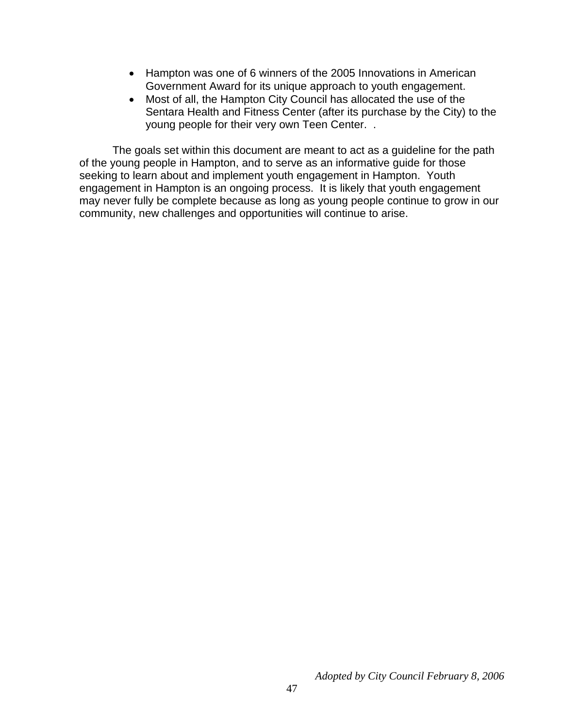- Hampton was one of 6 winners of the 2005 Innovations in American Government Award for its unique approach to youth engagement.
- Most of all, the Hampton City Council has allocated the use of the Sentara Health and Fitness Center (after its purchase by the City) to the young people for their very own Teen Center. .

The goals set within this document are meant to act as a guideline for the path of the young people in Hampton, and to serve as an informative guide for those seeking to learn about and implement youth engagement in Hampton. Youth engagement in Hampton is an ongoing process. It is likely that youth engagement may never fully be complete because as long as young people continue to grow in our community, new challenges and opportunities will continue to arise.